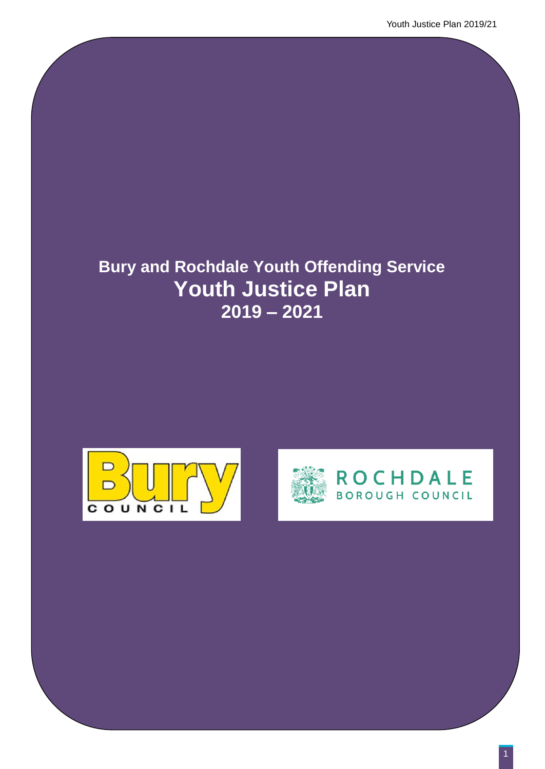# Bury and Rochdale Youth Offending Service

# Youth Justice Plan

# 2019 – 2021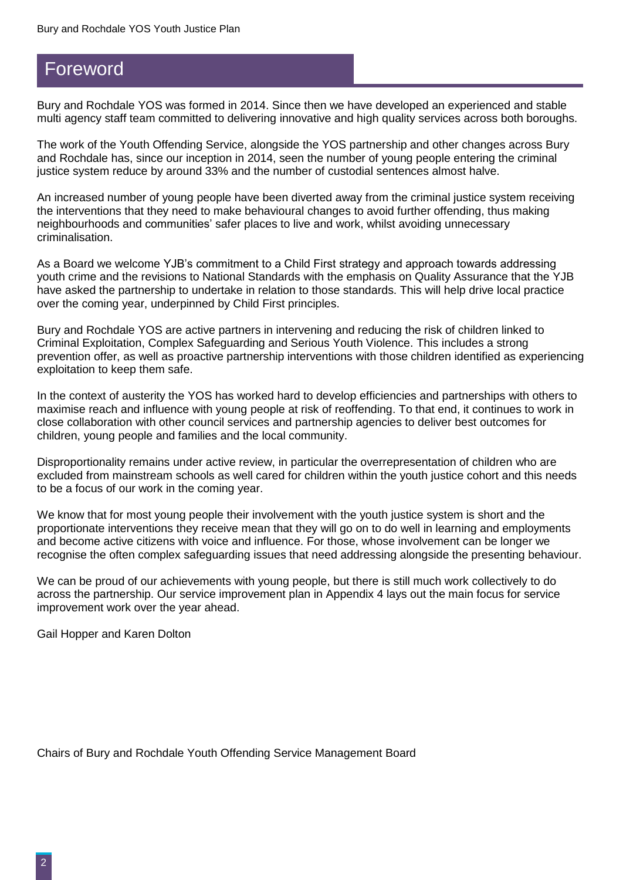# Foreword

Bury and Rochdale YOS was formed in 2014. Since then we have developed an experienced and stable multi agency staff team committed to delivering innovative and high quality services across both boroughs.

The work of the Youth Offending Service, alongside the YOS partnership and other changes across Bury and Rochdale has, since our inception in 2014, seen the number of young people entering the criminal justice system reduce by around 33% and the number of custodial sentences almost halve.

An increased number of young people have been diverted away from the criminal justice system receiving the interventions that they need to make behavioural changes to avoid further offending, thus making neighbourhoods and communities' safer places to live and work, whilst avoiding unnecessary criminalisation.

As a Board we welcome YJB's commitment to a Child First strategy and approach towards addressing youth crime and the revisions to National Standards with the emphasis on Quality Assurance that the YJB have asked the partnership to undertake in relation to those standards. This will help drive local practice over the coming year, underpinned by Child First principles.

Bury and Rochdale YOS are active partners in intervening and reducing the risk of children linked to Criminal Exploitation, Complex Safeguarding and Serious Youth Violence. This includes a strong prevention offer, as well as proactive partnership interventions with those children identified as experiencing exploitation to keep them safe.

In the context of austerity the YOS has worked hard to develop efficiencies and partnerships with others to maximise reach and influence with young people at risk of reoffending. To that end, it continues to work in close collaboration with other council services and partnership agencies to deliver best outcomes for children, young people and families and the local community.

Disproportionality remains under active review, in particular the overrepresentation of children who are excluded from mainstream schools as well cared for children within the youth justice cohort and this needs to be a focus of our work in the coming year.

We know that for most young people their involvement with the youth justice system is short and the proportionate interventions they receive mean that they will go on to do well in learning and employments and become active citizens with voice and influence. For those, whose involvement can be longer we recognise the often complex safeguarding issues that need addressing alongside the presenting behaviour.

We can be proud of our achievements with young people, but there is still much work collectively to do across the partnership. Our service improvement plan in Appendix 4 lays out the main focus for service improvement work over the year ahead.

Gail Hopper and Karen Dolton

Chairs of Bury and Rochdale Youth Offending Service Management Board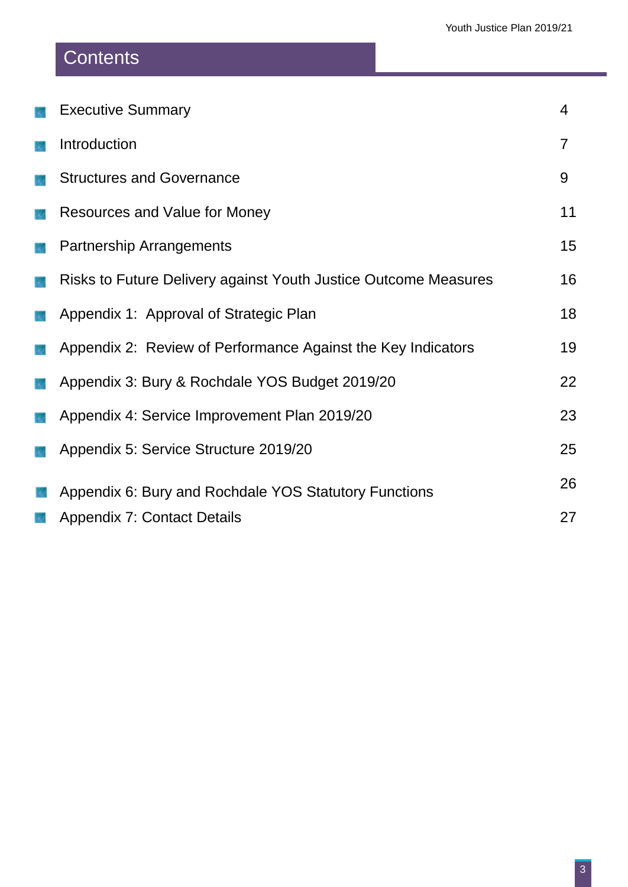# Contents

| | |
|---|---|
| Executive Summary | 4 |
| Introduction | 7 |
| Structures and Governance | 9 |
| Resources and Value for Money | 11 |
| Partnership Arrangements | 15 |
| Risks to Future Delivery against Youth Justice Outcome Measures | 16 |
| Appendix 1: Approval of Strategic Plan | 18 |
| Appendix 2: Review of Performance Against the Key Indicators | 19 |
| Appendix 3: Bury & Rochdale YOS Budget 2019/20 | 22 |
| Appendix 4: Service Improvement Plan 2019/20 | 23 |
| Appendix 5: Service Structure 2019/20 | 25 |
| Appendix 6: Bury and Rochdale YOS Statutory Functions | 26 |
| Appendix 7: Contact Details | 27 |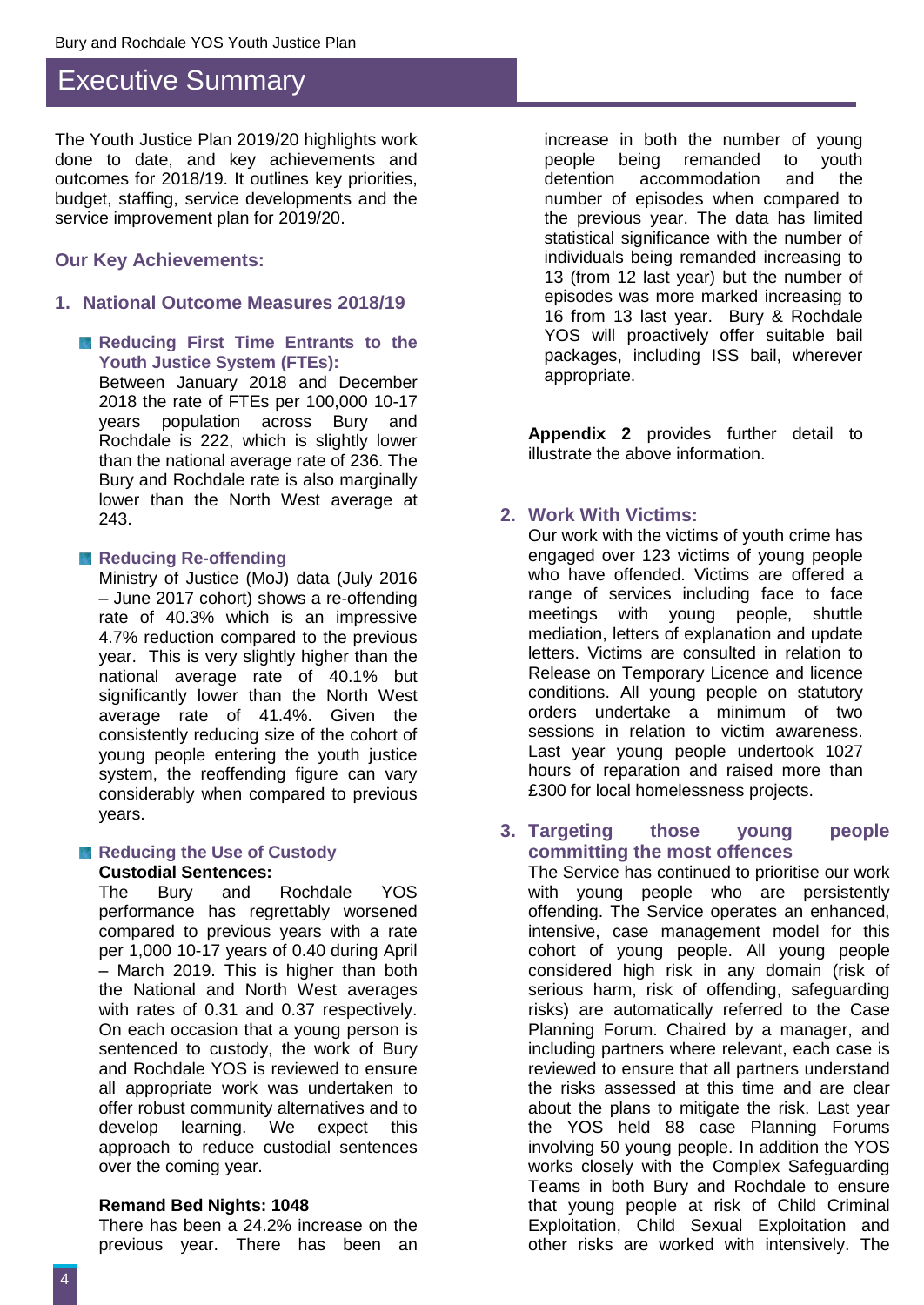# Executive Summary

The Youth Justice Plan 2019/20 highlights work done to date, and key achievements and outcomes for 2018/19. It outlines key priorities, budget, staffing, service developments and the service improvement plan for 2019/20.

## Our Key Achievements:

### 1. National Outcome Measures 2018/19

- **Reducing First Time Entrants to the Youth Justice System (FTEs):**
  Between January 2018 and December 2018 the rate of FTEs per 100,000 10-17 years population across Bury and Rochdale is 222, which is slightly lower than the national average rate of 236. The Bury and Rochdale rate is also marginally lower than the North West average at 243.

- **Reducing Re-offending**
  Ministry of Justice (MoJ) data (July 2016 – June 2017 cohort) shows a re-offending rate of 40.3% which is an impressive 4.7% reduction compared to the previous year. This is very slightly higher than the national average rate of 40.1% but significantly lower than the North West average rate of 41.4%. Given the consistently reducing size of the cohort of young people entering the youth justice system, the reoffending figure can vary considerably when compared to previous years.

- **Reducing the Use of Custody**
  **Custodial Sentences:**
  The Bury and Rochdale YOS performance has regrettably worsened compared to previous years with a rate per 1,000 10-17 years of 0.40 during April – March 2019. This is higher than both the National and North West averages with rates of 0.31 and 0.37 respectively. On each occasion that a young person is sentenced to custody, the work of Bury and Rochdale YOS is reviewed to ensure all appropriate work was undertaken to offer robust community alternatives and to develop learning. We expect this approach to reduce custodial sentences over the coming year.

  **Remand Bed Nights: 1048**
  There has been a 24.2% increase on the previous year. There has been an increase in both the number of young people being remanded to youth detention accommodation and the number of episodes when compared to the previous year. The data has limited statistical significance with the number of individuals being remanded increasing to 13 (from 12 last year) but the number of episodes was more marked increasing to 16 from 13 last year. Bury & Rochdale YOS will proactively offer suitable bail packages, including ISS bail, wherever appropriate.

**Appendix 2** provides further detail to illustrate the above information.

### 2. Work With Victims:

Our work with the victims of youth crime has engaged over 123 victims of young people who have offended. Victims are offered a range of services including face to face meetings with young people, shuttle mediation, letters of explanation and update letters. Victims are consulted in relation to Release on Temporary Licence and licence conditions. All young people on statutory orders undertake a minimum of two sessions in relation to victim awareness. Last year young people undertook 1027 hours of reparation and raised more than £300 for local homelessness projects.

### 3. Targeting those young people committing the most offences

The Service has continued to prioritise our work with young people who are persistently offending. The Service operates an enhanced, intensive, case management model for this cohort of young people. All young people considered high risk in any domain (risk of serious harm, risk of offending, safeguarding risks) are automatically referred to the Case Planning Forum. Chaired by a manager, and including partners where relevant, each case is reviewed to ensure that all partners understand the risks assessed at this time and are clear about the plans to mitigate the risk. Last year the YOS held 88 case Planning Forums involving 50 young people. In addition the YOS works closely with the Complex Safeguarding Teams in both Bury and Rochdale to ensure that young people at risk of Child Criminal Exploitation, Child Sexual Exploitation and other risks are worked with intensively. The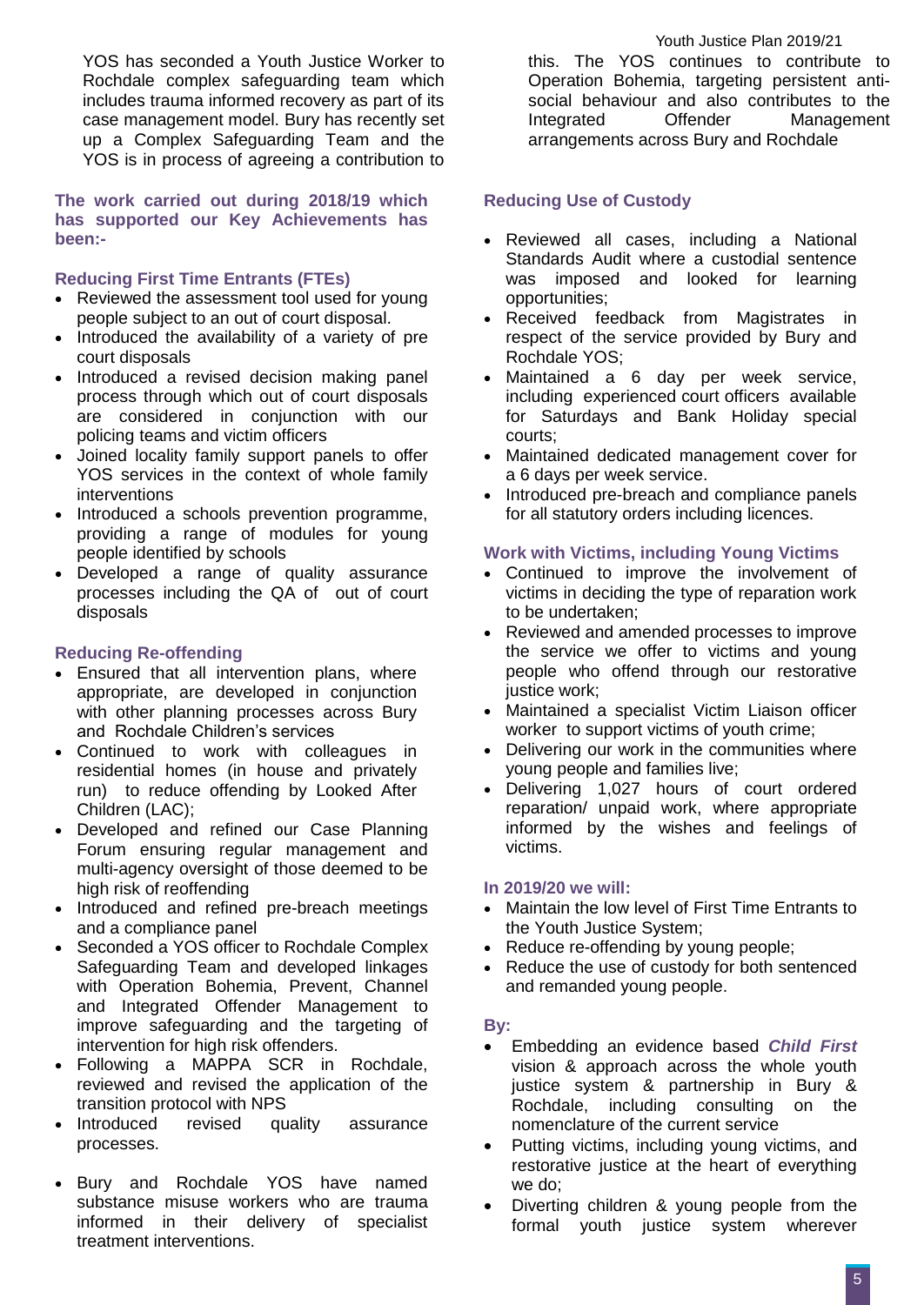YOS has seconded a Youth Justice Worker to Rochdale complex safeguarding team which includes trauma informed recovery as part of its case management model. Bury has recently set up a Complex Safeguarding Team and the YOS is in process of agreeing a contribution to this. The YOS continues to contribute to Operation Bohemia, targeting persistent anti-social behaviour and also contributes to the Integrated Offender Management arrangements across Bury and Rochdale

**The work carried out during 2018/19 which has supported our Key Achievements has been:-**

### Reducing First Time Entrants (FTEs)

- Reviewed the assessment tool used for young people subject to an out of court disposal.
- Introduced the availability of a variety of pre court disposals
- Introduced a revised decision making panel process through which out of court disposals are considered in conjunction with our policing teams and victim officers
- Joined locality family support panels to offer YOS services in the context of whole family interventions
- Introduced a schools prevention programme, providing a range of modules for young people identified by schools
- Developed a range of quality assurance processes including the QA of out of court disposals

### Reducing Re-offending

- Ensured that all intervention plans, where appropriate, are developed in conjunction with other planning processes across Bury and Rochdale Children's services
- Continued to work with colleagues in residential homes (in house and privately run) to reduce offending by Looked After Children (LAC);
- Developed and refined our Case Planning Forum ensuring regular management and multi-agency oversight of those deemed to be high risk of reoffending
- Introduced and refined pre-breach meetings and a compliance panel
- Seconded a YOS officer to Rochdale Complex Safeguarding Team and developed linkages with Operation Bohemia, Prevent, Channel and Integrated Offender Management to improve safeguarding and the targeting of intervention for high risk offenders.
- Following a MAPPA SCR in Rochdale, reviewed and revised the application of the transition protocol with NPS
- Introduced revised quality assurance processes.
- Bury and Rochdale YOS have named substance misuse workers who are trauma informed in their delivery of specialist treatment interventions.

### Reducing Use of Custody

- Reviewed all cases, including a National Standards Audit where a custodial sentence was imposed and looked for learning opportunities;
- Received feedback from Magistrates in respect of the service provided by Bury and Rochdale YOS;
- Maintained a 6 day per week service, including experienced court officers available for Saturdays and Bank Holiday special courts;
- Maintained dedicated management cover for a 6 days per week service.
- Introduced pre-breach and compliance panels for all statutory orders including licences.

### Work with Victims, including Young Victims

- Continued to improve the involvement of victims in deciding the type of reparation work to be undertaken;
- Reviewed and amended processes to improve the service we offer to victims and young people who offend through our restorative justice work;
- Maintained a specialist Victim Liaison officer worker to support victims of youth crime;
- Delivering our work in the communities where young people and families live;
- Delivering 1,027 hours of court ordered reparation/ unpaid work, where appropriate informed by the wishes and feelings of victims.

### In 2019/20 we will:

- Maintain the low level of First Time Entrants to the Youth Justice System;
- Reduce re-offending by young people;
- Reduce the use of custody for both sentenced and remanded young people.

### By:

- Embedding an evidence based ***Child First*** vision & approach across the whole youth justice system & partnership in Bury & Rochdale, including consulting on the nomenclature of the current service
- Putting victims, including young victims, and restorative justice at the heart of everything we do;
- Diverting children & young people from the formal youth justice system wherever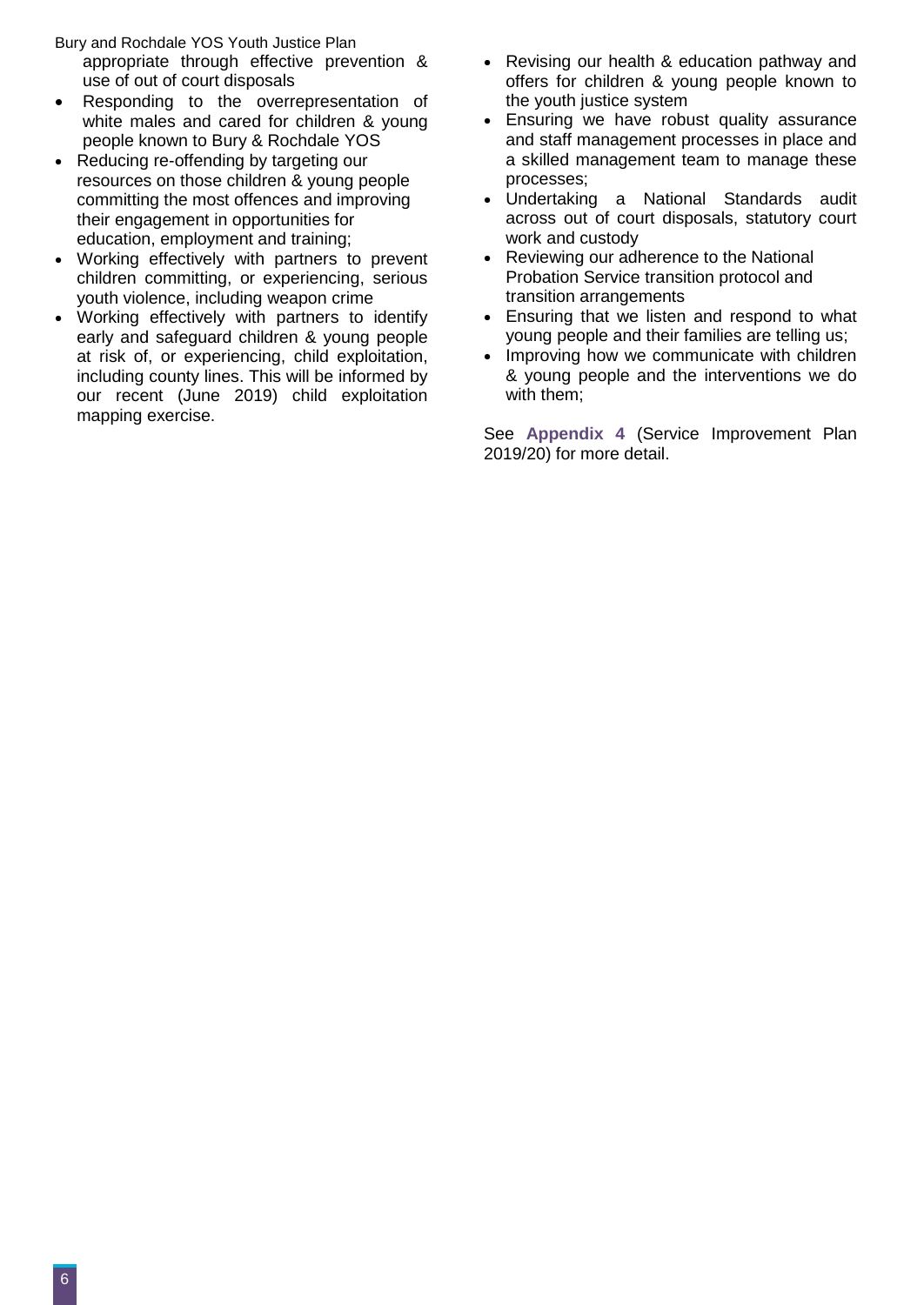appropriate through effective prevention & use of out of court disposals

- Responding to the overrepresentation of white males and cared for children & young people known to Bury & Rochdale YOS
- Reducing re-offending by targeting our resources on those children & young people committing the most offences and improving their engagement in opportunities for education, employment and training;
- Working effectively with partners to prevent children committing, or experiencing, serious youth violence, including weapon crime
- Working effectively with partners to identify early and safeguard children & young people at risk of, or experiencing, child exploitation, including county lines. This will be informed by our recent (June 2019) child exploitation mapping exercise.
- Revising our health & education pathway and offers for children & young people known to the youth justice system
- Ensuring we have robust quality assurance and staff management processes in place and a skilled management team to manage these processes;
- Undertaking a National Standards audit across out of court disposals, statutory court work and custody
- Reviewing our adherence to the National Probation Service transition protocol and transition arrangements
- Ensuring that we listen and respond to what young people and their families are telling us;
- Improving how we communicate with children & young people and the interventions we do with them;

See **Appendix 4** (Service Improvement Plan 2019/20) for more detail.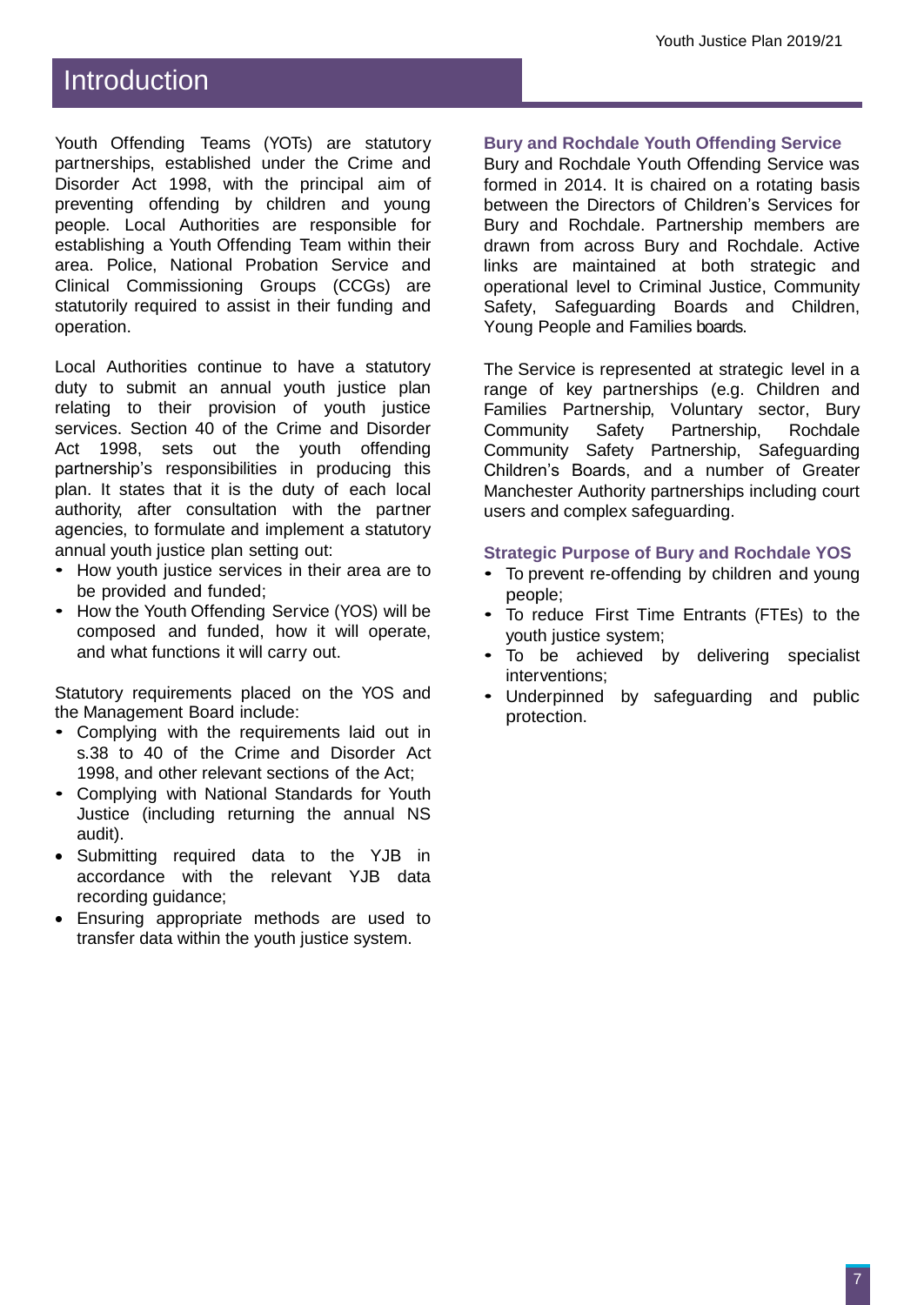# Introduction

Youth Offending Teams (YOTs) are statutory partnerships, established under the Crime and Disorder Act 1998, with the principal aim of preventing offending by children and young people. Local Authorities are responsible for establishing a Youth Offending Team within their area. Police, National Probation Service and Clinical Commissioning Groups (CCGs) are statutorily required to assist in their funding and operation.

Local Authorities continue to have a statutory duty to submit an annual youth justice plan relating to their provision of youth justice services. Section 40 of the Crime and Disorder Act 1998, sets out the youth offending partnership's responsibilities in producing this plan. It states that it is the duty of each local authority, after consultation with the partner agencies, to formulate and implement a statutory annual youth justice plan setting out:

- How youth justice services in their area are to be provided and funded;
- How the Youth Offending Service (YOS) will be composed and funded, how it will operate, and what functions it will carry out.

Statutory requirements placed on the YOS and the Management Board include:

- Complying with the requirements laid out in s.38 to 40 of the Crime and Disorder Act 1998, and other relevant sections of the Act;
- Complying with National Standards for Youth Justice (including returning the annual NS audit).
- Submitting required data to the YJB in accordance with the relevant YJB data recording guidance;
- Ensuring appropriate methods are used to transfer data within the youth justice system.

### Bury and Rochdale Youth Offending Service

Bury and Rochdale Youth Offending Service was formed in 2014. It is chaired on a rotating basis between the Directors of Children's Services for Bury and Rochdale. Partnership members are drawn from across Bury and Rochdale. Active links are maintained at both strategic and operational level to Criminal Justice, Community Safety, Safeguarding Boards and Children, Young People and Families boards.

The Service is represented at strategic level in a range of key partnerships (e.g. Children and Families Partnership, Voluntary sector, Bury Community Safety Partnership, Rochdale Community Safety Partnership, Safeguarding Children's Boards, and a number of Greater Manchester Authority partnerships including court users and complex safeguarding.

### Strategic Purpose of Bury and Rochdale YOS

- To prevent re-offending by children and young people;
- To reduce First Time Entrants (FTEs) to the youth justice system;
- To be achieved by delivering specialist interventions;
- Underpinned by safeguarding and public protection.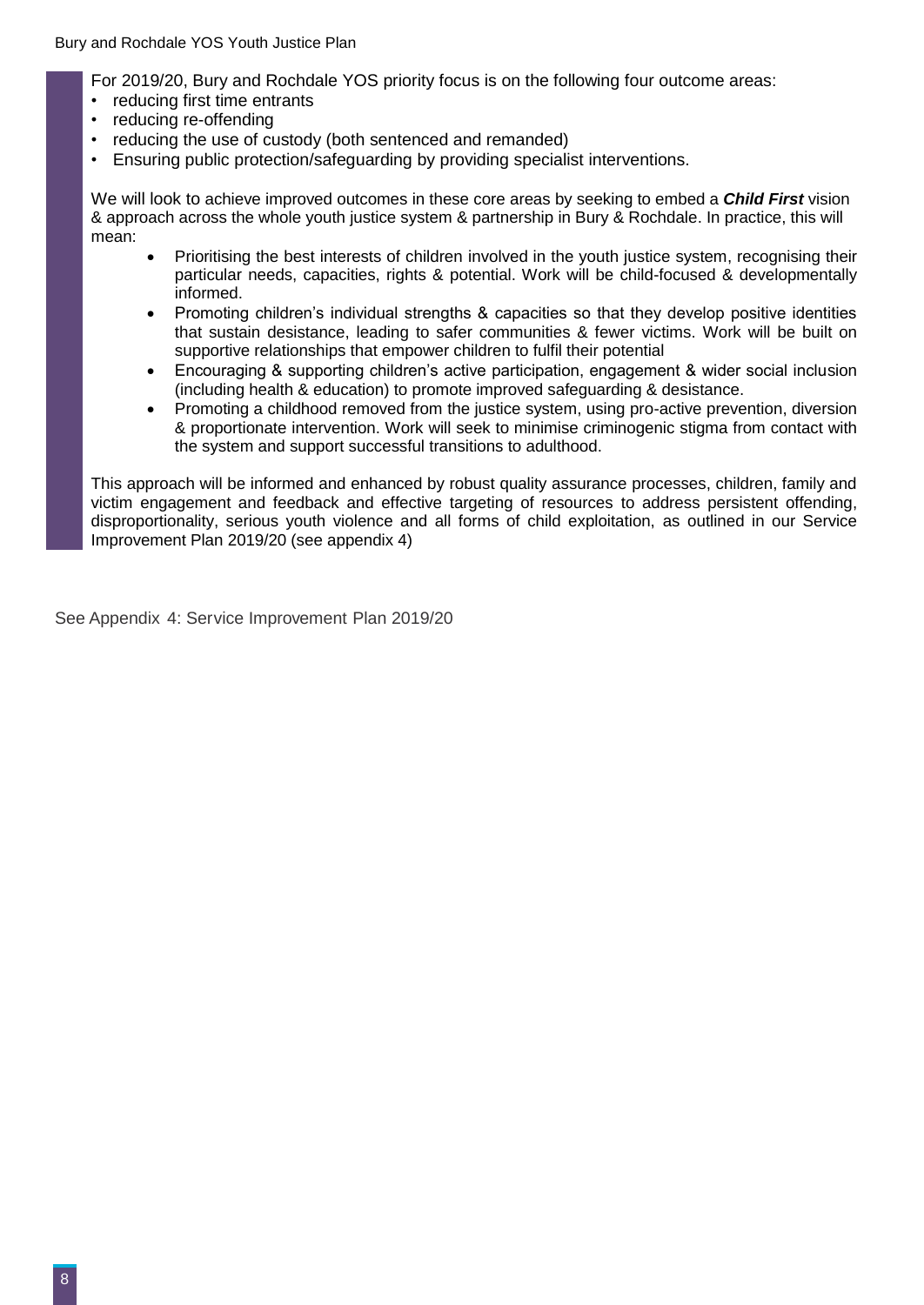For 2019/20, Bury and Rochdale YOS priority focus is on the following four outcome areas:

- reducing first time entrants
- reducing re-offending
- reducing the use of custody (both sentenced and remanded)
- Ensuring public protection/safeguarding by providing specialist interventions.

We will look to achieve improved outcomes in these core areas by seeking to embed a ***Child First*** vision & approach across the whole youth justice system & partnership in Bury & Rochdale. In practice, this will mean:

- Prioritising the best interests of children involved in the youth justice system, recognising their particular needs, capacities, rights & potential. Work will be child-focused & developmentally informed.
- Promoting children's individual strengths & capacities so that they develop positive identities that sustain desistance, leading to safer communities & fewer victims. Work will be built on supportive relationships that empower children to fulfil their potential
- Encouraging & supporting children's active participation, engagement & wider social inclusion (including health & education) to promote improved safeguarding & desistance.
- Promoting a childhood removed from the justice system, using pro-active prevention, diversion & proportionate intervention. Work will seek to minimise criminogenic stigma from contact with the system and support successful transitions to adulthood.

This approach will be informed and enhanced by robust quality assurance processes, children, family and victim engagement and feedback and effective targeting of resources to address persistent offending, disproportionality, serious youth violence and all forms of child exploitation, as outlined in our Service Improvement Plan 2019/20 (see appendix 4)

See Appendix 4: Service Improvement Plan 2019/20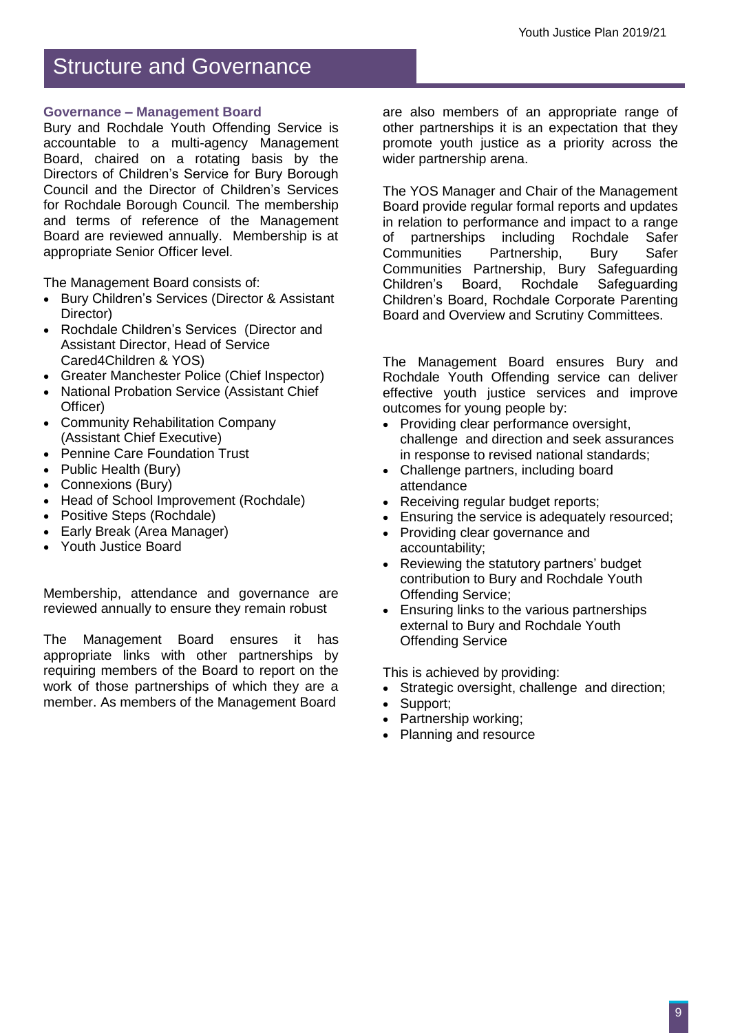# Structure and Governance

### Governance – Management Board

Bury and Rochdale Youth Offending Service is accountable to a multi-agency Management Board, chaired on a rotating basis by the Directors of Children's Service for Bury Borough Council and the Director of Children's Services for Rochdale Borough Council. The membership and terms of reference of the Management Board are reviewed annually. Membership is at appropriate Senior Officer level.

The Management Board consists of:

- Bury Children's Services (Director & Assistant Director)
- Rochdale Children's Services (Director and Assistant Director, Head of Service Cared4Children & YOS)
- Greater Manchester Police (Chief Inspector)
- National Probation Service (Assistant Chief Officer)
- Community Rehabilitation Company (Assistant Chief Executive)
- Pennine Care Foundation Trust
- Public Health (Bury)
- Connexions (Bury)
- Head of School Improvement (Rochdale)
- Positive Steps (Rochdale)
- Early Break (Area Manager)
- Youth Justice Board

Membership, attendance and governance are reviewed annually to ensure they remain robust

The Management Board ensures it has appropriate links with other partnerships by requiring members of the Board to report on the work of those partnerships of which they are a member. As members of the Management Board are also members of an appropriate range of other partnerships it is an expectation that they promote youth justice as a priority across the wider partnership arena.

The YOS Manager and Chair of the Management Board provide regular formal reports and updates in relation to performance and impact to a range of partnerships including Rochdale Safer Communities Partnership, Bury Safer Communities Partnership, Bury Safeguarding Children's Board, Rochdale Safeguarding Children's Board, Rochdale Corporate Parenting Board and Overview and Scrutiny Committees.

The Management Board ensures Bury and Rochdale Youth Offending service can deliver effective youth justice services and improve outcomes for young people by:

- Providing clear performance oversight, challenge and direction and seek assurances in response to revised national standards;
- Challenge partners, including board attendance
- Receiving regular budget reports;
- Ensuring the service is adequately resourced;
- Providing clear governance and accountability;
- Reviewing the statutory partners' budget contribution to Bury and Rochdale Youth Offending Service;
- Ensuring links to the various partnerships external to Bury and Rochdale Youth Offending Service

This is achieved by providing:

- Strategic oversight, challenge and direction;
- Support;
- Partnership working;
- Planning and resource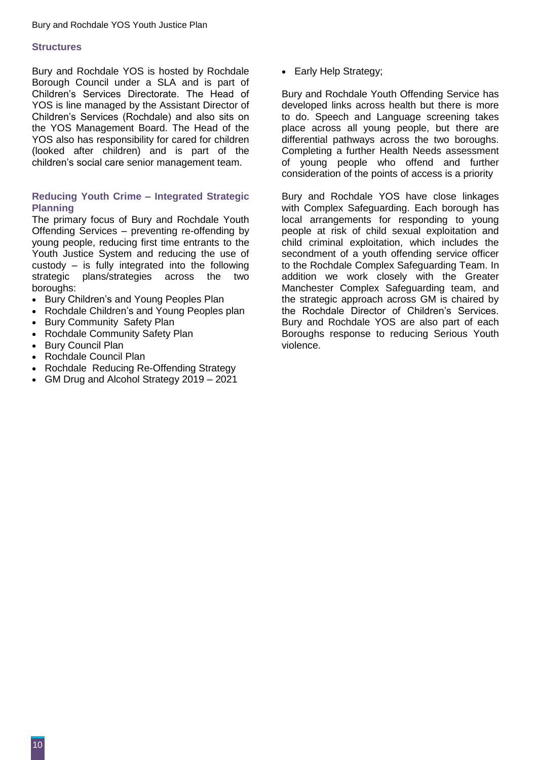### Structures

Bury and Rochdale YOS is hosted by Rochdale Borough Council under a SLA and is part of Children's Services Directorate. The Head of YOS is line managed by the Assistant Director of Children's Services (Rochdale) and also sits on the YOS Management Board. The Head of the YOS also has responsibility for cared for children (looked after children) and is part of the children's social care senior management team.

### Reducing Youth Crime – Integrated Strategic Planning

The primary focus of Bury and Rochdale Youth Offending Services – preventing re-offending by young people, reducing first time entrants to the Youth Justice System and reducing the use of custody – is fully integrated into the following strategic plans/strategies across the two boroughs:

- Bury Children's and Young Peoples Plan
- Rochdale Children's and Young Peoples plan
- Bury Community Safety Plan
- Rochdale Community Safety Plan
- Bury Council Plan
- Rochdale Council Plan
- Rochdale Reducing Re-Offending Strategy
- GM Drug and Alcohol Strategy 2019 – 2021
- Early Help Strategy;

Bury and Rochdale Youth Offending Service has developed links across health but there is more to do. Speech and Language screening takes place across all young people, but there are differential pathways across the two boroughs. Completing a further Health Needs assessment of young people who offend and further consideration of the points of access is a priority

Bury and Rochdale YOS have close linkages with Complex Safeguarding. Each borough has local arrangements for responding to young people at risk of child sexual exploitation and child criminal exploitation, which includes the secondment of a youth offending service officer to the Rochdale Complex Safeguarding Team. In addition we work closely with the Greater Manchester Complex Safeguarding team, and the strategic approach across GM is chaired by the Rochdale Director of Children's Services. Bury and Rochdale YOS are also part of each Boroughs response to reducing Serious Youth violence.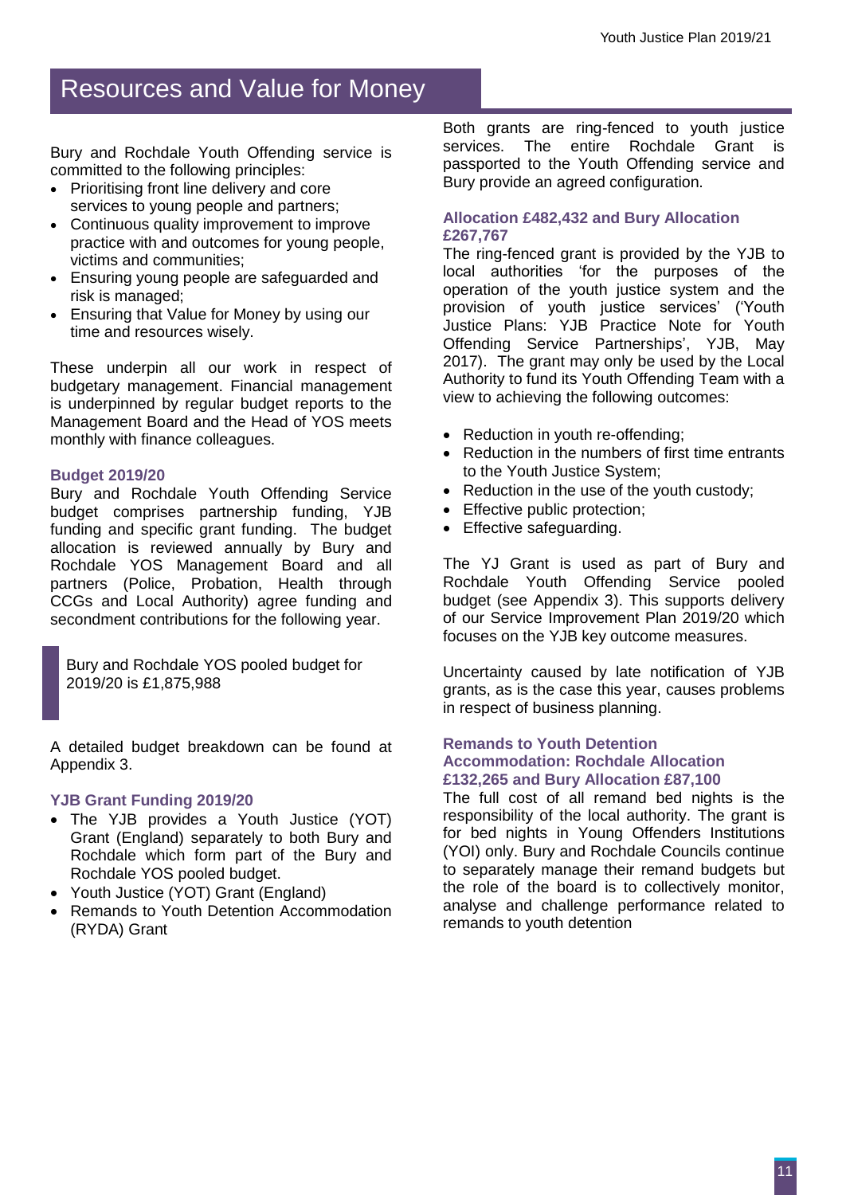## Resources and Value for Money

Bury and Rochdale Youth Offending service is committed to the following principles:

- Prioritising front line delivery and core services to young people and partners;
- Continuous quality improvement to improve practice with and outcomes for young people, victims and communities;
- Ensuring young people are safeguarded and risk is managed;
- Ensuring that Value for Money by using our time and resources wisely.

These underpin all our work in respect of budgetary management. Financial management is underpinned by regular budget reports to the Management Board and the Head of YOS meets monthly with finance colleagues.

### Budget 2019/20

Bury and Rochdale Youth Offending Service budget comprises partnership funding, YJB funding and specific grant funding. The budget allocation is reviewed annually by Bury and Rochdale YOS Management Board and all partners (Police, Probation, Health through CCGs and Local Authority) agree funding and secondment contributions for the following year.

> Bury and Rochdale YOS pooled budget for 2019/20 is £1,875,988

A detailed budget breakdown can be found at Appendix 3.

### YJB Grant Funding 2019/20

- The YJB provides a Youth Justice (YOT) Grant (England) separately to both Bury and Rochdale which form part of the Bury and Rochdale YOS pooled budget.
- Youth Justice (YOT) Grant (England)
- Remands to Youth Detention Accommodation (RYDA) Grant

Both grants are ring-fenced to youth justice services. The entire Rochdale Grant is passported to the Youth Offending service and Bury provide an agreed configuration.

### Allocation £482,432 and Bury Allocation £267,767

The ring-fenced grant is provided by the YJB to local authorities 'for the purposes of the operation of the youth justice system and the provision of youth justice services' ('Youth Justice Plans: YJB Practice Note for Youth Offending Service Partnerships', YJB, May 2017). The grant may only be used by the Local Authority to fund its Youth Offending Team with a view to achieving the following outcomes:

- Reduction in youth re-offending;
- Reduction in the numbers of first time entrants to the Youth Justice System;
- Reduction in the use of the youth custody;
- Effective public protection;
- Effective safeguarding.

The YJ Grant is used as part of Bury and Rochdale Youth Offending Service pooled budget (see Appendix 3). This supports delivery of our Service Improvement Plan 2019/20 which focuses on the YJB key outcome measures.

Uncertainty caused by late notification of YJB grants, as is the case this year, causes problems in respect of business planning.

### Remands to Youth Detention Accommodation: Rochdale Allocation £132,265 and Bury Allocation £87,100

The full cost of all remand bed nights is the responsibility of the local authority. The grant is for bed nights in Young Offenders Institutions (YOI) only. Bury and Rochdale Councils continue to separately manage their remand budgets but the role of the board is to collectively monitor, analyse and challenge performance related to remands to youth detention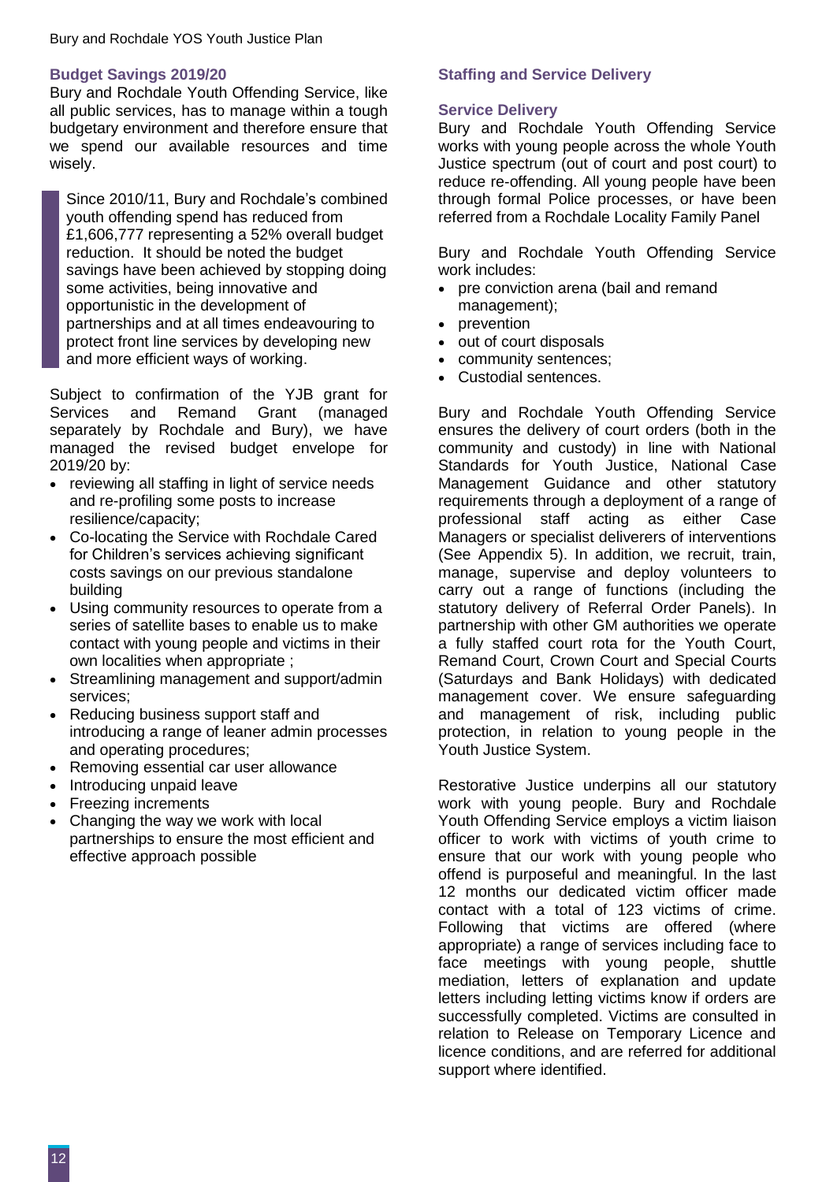## Budget Savings 2019/20

Bury and Rochdale Youth Offending Service, like all public services, has to manage within a tough budgetary environment and therefore ensure that we spend our available resources and time wisely.

> Since 2010/11, Bury and Rochdale's combined youth offending spend has reduced from £1,606,777 representing a 52% overall budget reduction. It should be noted the budget savings have been achieved by stopping doing some activities, being innovative and opportunistic in the development of partnerships and at all times endeavouring to protect front line services by developing new and more efficient ways of working.

Subject to confirmation of the YJB grant for Services and Remand Grant (managed separately by Rochdale and Bury), we have managed the revised budget envelope for 2019/20 by:

- reviewing all staffing in light of service needs and re-profiling some posts to increase resilience/capacity;
- Co-locating the Service with Rochdale Cared for Children's services achieving significant costs savings on our previous standalone building
- Using community resources to operate from a series of satellite bases to enable us to make contact with young people and victims in their own localities when appropriate ;
- Streamlining management and support/admin services;
- Reducing business support staff and introducing a range of leaner admin processes and operating procedures;
- Removing essential car user allowance
- Introducing unpaid leave
- Freezing increments
- Changing the way we work with local partnerships to ensure the most efficient and effective approach possible

## Staffing and Service Delivery

### Service Delivery

Bury and Rochdale Youth Offending Service works with young people across the whole Youth Justice spectrum (out of court and post court) to reduce re-offending. All young people have been through formal Police processes, or have been referred from a Rochdale Locality Family Panel

Bury and Rochdale Youth Offending Service work includes:

- pre conviction arena (bail and remand management);
- prevention
- out of court disposals
- community sentences;
- Custodial sentences.

Bury and Rochdale Youth Offending Service ensures the delivery of court orders (both in the community and custody) in line with National Standards for Youth Justice, National Case Management Guidance and other statutory requirements through a deployment of a range of professional staff acting as either Case Managers or specialist deliverers of interventions (See Appendix 5). In addition, we recruit, train, manage, supervise and deploy volunteers to carry out a range of functions (including the statutory delivery of Referral Order Panels). In partnership with other GM authorities we operate a fully staffed court rota for the Youth Court, Remand Court, Crown Court and Special Courts (Saturdays and Bank Holidays) with dedicated management cover. We ensure safeguarding and management of risk, including public protection, in relation to young people in the Youth Justice System.

Restorative Justice underpins all our statutory work with young people. Bury and Rochdale Youth Offending Service employs a victim liaison officer to work with victims of youth crime to ensure that our work with young people who offend is purposeful and meaningful. In the last 12 months our dedicated victim officer made contact with a total of 123 victims of crime. Following that victims are offered (where appropriate) a range of services including face to face meetings with young people, shuttle mediation, letters of explanation and update letters including letting victims know if orders are successfully completed. Victims are consulted in relation to Release on Temporary Licence and licence conditions, and are referred for additional support where identified.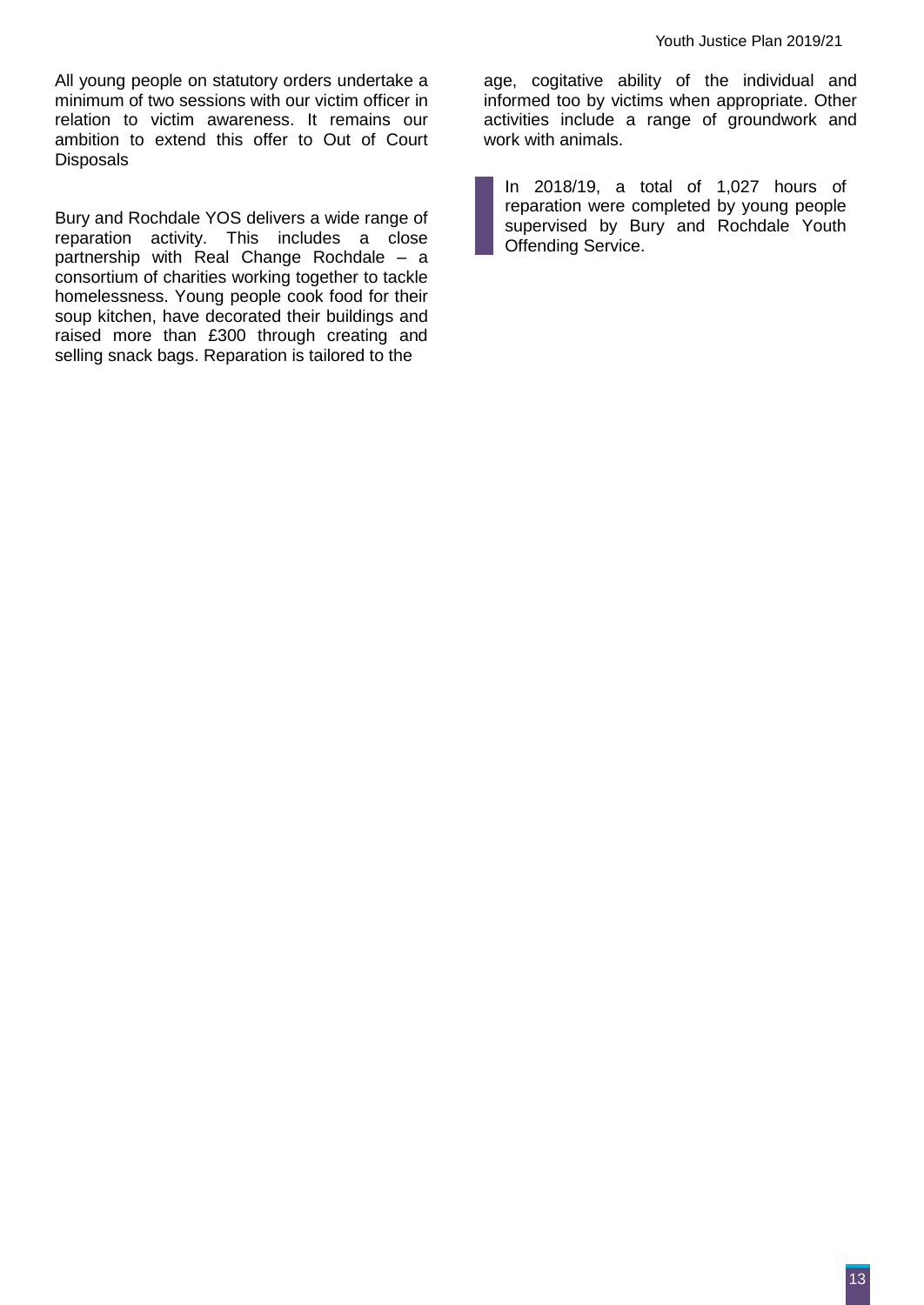All young people on statutory orders undertake a minimum of two sessions with our victim officer in relation to victim awareness. It remains our ambition to extend this offer to Out of Court Disposals

Bury and Rochdale YOS delivers a wide range of reparation activity. This includes a close partnership with Real Change Rochdale – a consortium of charities working together to tackle homelessness. Young people cook food for their soup kitchen, have decorated their buildings and raised more than £300 through creating and selling snack bags. Reparation is tailored to the age, cogitative ability of the individual and informed too by victims when appropriate. Other activities include a range of groundwork and work with animals.

> In 2018/19, a total of 1,027 hours of reparation were completed by young people supervised by Bury and Rochdale Youth Offending Service.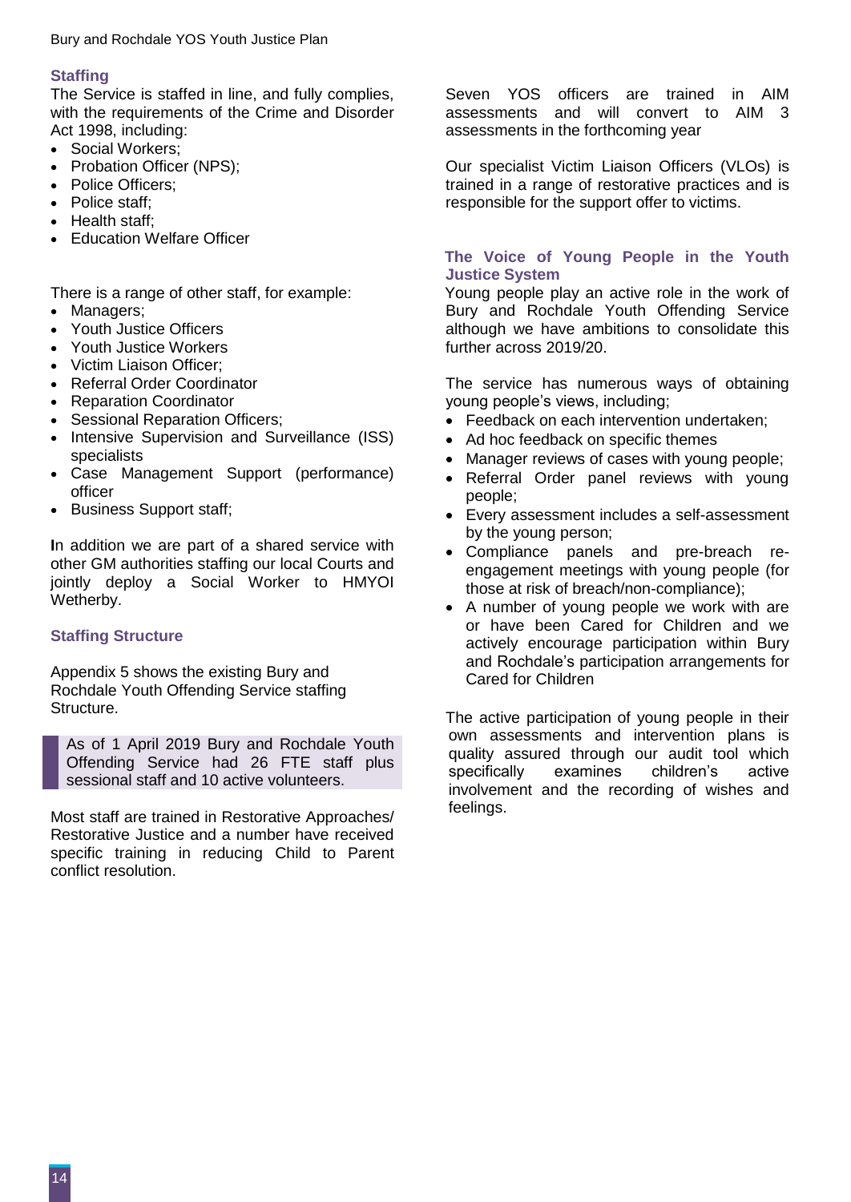## Staffing

The Service is staffed in line, and fully complies, with the requirements of the Crime and Disorder Act 1998, including:

- Social Workers;
- Probation Officer (NPS);
- Police Officers;
- Police staff;
- Health staff;
- Education Welfare Officer

There is a range of other staff, for example:

- Managers;
- Youth Justice Officers
- Youth Justice Workers
- Victim Liaison Officer;
- Referral Order Coordinator
- Reparation Coordinator
- Sessional Reparation Officers;
- Intensive Supervision and Surveillance (ISS) specialists
- Case Management Support (performance) officer
- Business Support staff;

In addition we are part of a shared service with other GM authorities staffing our local Courts and jointly deploy a Social Worker to HMYOI Wetherby.

## Staffing Structure

Appendix 5 shows the existing Bury and Rochdale Youth Offending Service staffing Structure.

> As of 1 April 2019 Bury and Rochdale Youth Offending Service had 26 FTE staff plus sessional staff and 10 active volunteers.

Most staff are trained in Restorative Approaches/ Restorative Justice and a number have received specific training in reducing Child to Parent conflict resolution.

Seven YOS officers are trained in AIM assessments and will convert to AIM 3 assessments in the forthcoming year

Our specialist Victim Liaison Officers (VLOs) is trained in a range of restorative practices and is responsible for the support offer to victims.

## The Voice of Young People in the Youth Justice System

Young people play an active role in the work of Bury and Rochdale Youth Offending Service although we have ambitions to consolidate this further across 2019/20.

The service has numerous ways of obtaining young people's views, including;

- Feedback on each intervention undertaken;
- Ad hoc feedback on specific themes
- Manager reviews of cases with young people;
- Referral Order panel reviews with young people;
- Every assessment includes a self-assessment by the young person;
- Compliance panels and pre-breach re-engagement meetings with young people (for those at risk of breach/non-compliance);
- A number of young people we work with are or have been Cared for Children and we actively encourage participation within Bury and Rochdale's participation arrangements for Cared for Children

The active participation of young people in their own assessments and intervention plans is quality assured through our audit tool which specifically examines children's active involvement and the recording of wishes and feelings.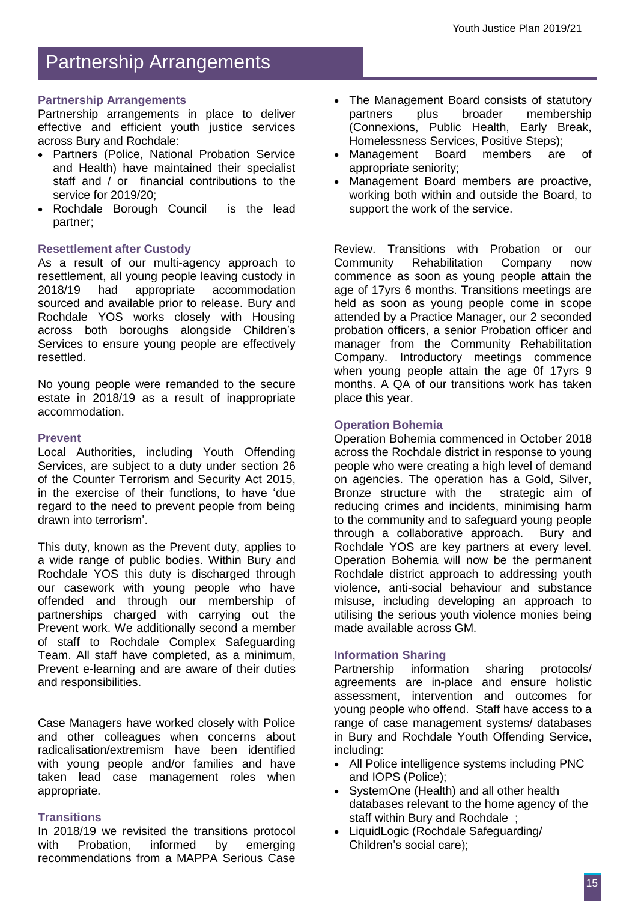# Partnership Arrangements

### Partnership Arrangements

Partnership arrangements in place to deliver effective and efficient youth justice services across Bury and Rochdale:

- Partners (Police, National Probation Service and Health) have maintained their specialist staff and / or financial contributions to the service for 2019/20;
- Rochdale Borough Council is the lead partner;
- The Management Board consists of statutory partners plus broader membership (Connexions, Public Health, Early Break, Homelessness Services, Positive Steps);
- Management Board members are of appropriate seniority;
- Management Board members are proactive, working both within and outside the Board, to support the work of the service.

### Resettlement after Custody

As a result of our multi-agency approach to resettlement, all young people leaving custody in 2018/19 had appropriate accommodation sourced and available prior to release. Bury and Rochdale YOS works closely with Housing across both boroughs alongside Children's Services to ensure young people are effectively resettled.

No young people were remanded to the secure estate in 2018/19 as a result of inappropriate accommodation.

### Prevent

Local Authorities, including Youth Offending Services, are subject to a duty under section 26 of the Counter Terrorism and Security Act 2015, in the exercise of their functions, to have 'due regard to the need to prevent people from being drawn into terrorism'.

This duty, known as the Prevent duty, applies to a wide range of public bodies. Within Bury and Rochdale YOS this duty is discharged through our casework with young people who have offended and through our membership of partnerships charged with carrying out the Prevent work. We additionally second a member of staff to Rochdale Complex Safeguarding Team. All staff have completed, as a minimum, Prevent e-learning and are aware of their duties and responsibilities.

Case Managers have worked closely with Police and other colleagues when concerns about radicalisation/extremism have been identified with young people and/or families and have taken lead case management roles when appropriate.

### Transitions

In 2018/19 we revisited the transitions protocol with Probation, informed by emerging recommendations from a MAPPA Serious Case Review. Transitions with Probation or our Community Rehabilitation Company now commence as soon as young people attain the age of 17yrs 6 months. Transitions meetings are held as soon as young people come in scope attended by a Practice Manager, our 2 seconded probation officers, a senior Probation officer and manager from the Community Rehabilitation Company. Introductory meetings commence when young people attain the age 0f 17yrs 9 months. A QA of our transitions work has taken place this year.

### Operation Bohemia

Operation Bohemia commenced in October 2018 across the Rochdale district in response to young people who were creating a high level of demand on agencies. The operation has a Gold, Silver, Bronze structure with the strategic aim of reducing crimes and incidents, minimising harm to the community and to safeguard young people through a collaborative approach. Bury and Rochdale YOS are key partners at every level. Operation Bohemia will now be the permanent Rochdale district approach to addressing youth violence, anti-social behaviour and substance misuse, including developing an approach to utilising the serious youth violence monies being made available across GM.

### Information Sharing

Partnership information sharing protocols/ agreements are in-place and ensure holistic assessment, intervention and outcomes for young people who offend. Staff have access to a range of case management systems/ databases in Bury and Rochdale Youth Offending Service, including:

- All Police intelligence systems including PNC and IOPS (Police);
- SystemOne (Health) and all other health databases relevant to the home agency of the staff within Bury and Rochdale ;
- LiquidLogic (Rochdale Safeguarding/ Children's social care);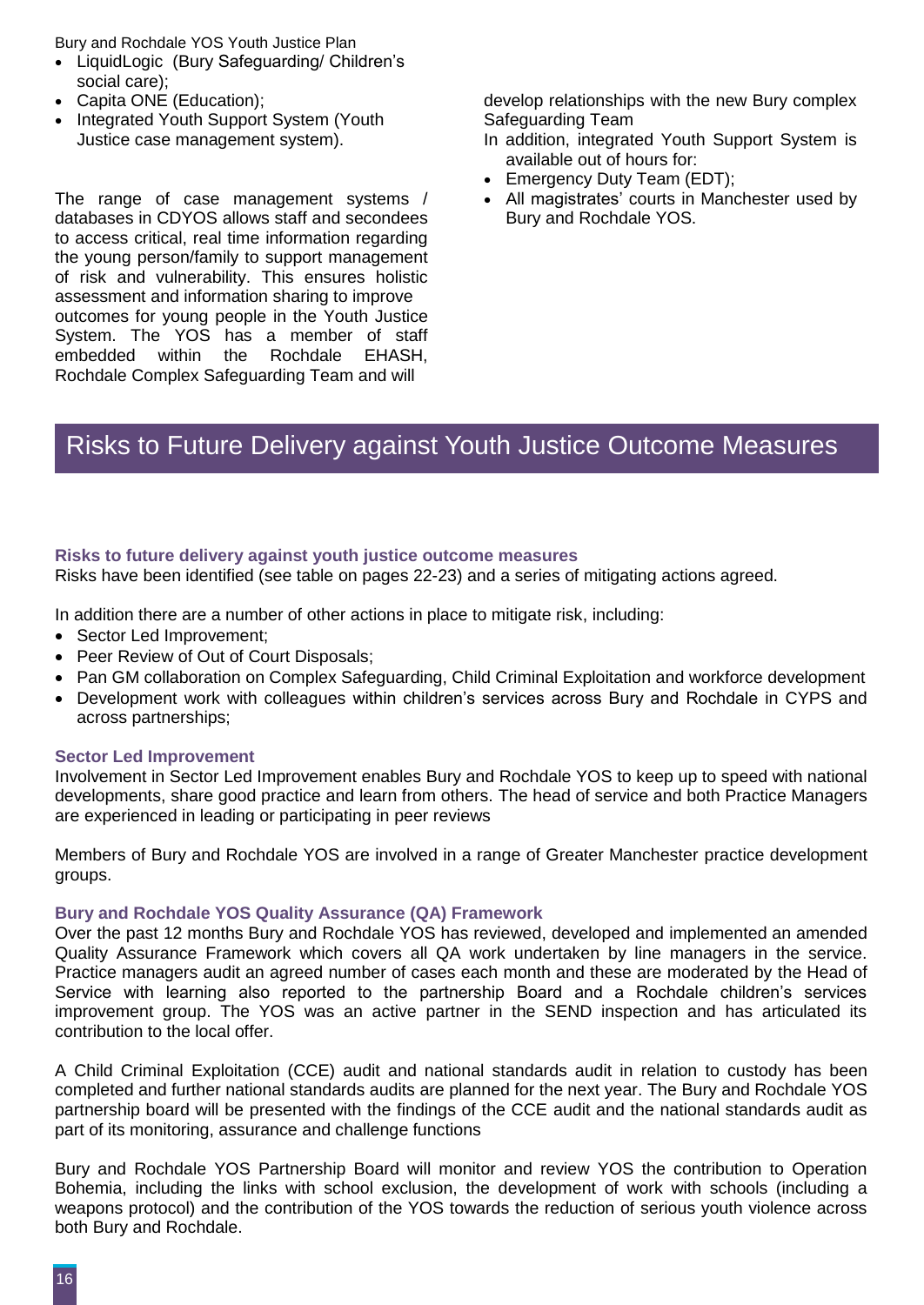- LiquidLogic (Bury Safeguarding/ Children's social care);
- Capita ONE (Education);
- Integrated Youth Support System (Youth Justice case management system).

The range of case management systems / databases in CDYOS allows staff and secondees to access critical, real time information regarding the young person/family to support management of risk and vulnerability. This ensures holistic assessment and information sharing to improve outcomes for young people in the Youth Justice System. The YOS has a member of staff embedded within the Rochdale EHASH, Rochdale Complex Safeguarding Team and will develop relationships with the new Bury complex Safeguarding Team

In addition, integrated Youth Support System is available out of hours for:

- Emergency Duty Team (EDT);
- All magistrates' courts in Manchester used by Bury and Rochdale YOS.

# Risks to Future Delivery against Youth Justice Outcome Measures

### Risks to future delivery against youth justice outcome measures

Risks have been identified (see table on pages 22-23) and a series of mitigating actions agreed.

In addition there are a number of other actions in place to mitigate risk, including:

- Sector Led Improvement;
- Peer Review of Out of Court Disposals;
- Pan GM collaboration on Complex Safeguarding, Child Criminal Exploitation and workforce development
- Development work with colleagues within children's services across Bury and Rochdale in CYPS and across partnerships;

### Sector Led Improvement

Involvement in Sector Led Improvement enables Bury and Rochdale YOS to keep up to speed with national developments, share good practice and learn from others. The head of service and both Practice Managers are experienced in leading or participating in peer reviews

Members of Bury and Rochdale YOS are involved in a range of Greater Manchester practice development groups.

### Bury and Rochdale YOS Quality Assurance (QA) Framework

Over the past 12 months Bury and Rochdale YOS has reviewed, developed and implemented an amended Quality Assurance Framework which covers all QA work undertaken by line managers in the service. Practice managers audit an agreed number of cases each month and these are moderated by the Head of Service with learning also reported to the partnership Board and a Rochdale children's services improvement group. The YOS was an active partner in the SEND inspection and has articulated its contribution to the local offer.

A Child Criminal Exploitation (CCE) audit and national standards audit in relation to custody has been completed and further national standards audits are planned for the next year. The Bury and Rochdale YOS partnership board will be presented with the findings of the CCE audit and the national standards audit as part of its monitoring, assurance and challenge functions

Bury and Rochdale YOS Partnership Board will monitor and review YOS the contribution to Operation Bohemia, including the links with school exclusion, the development of work with schools (including a weapons protocol) and the contribution of the YOS towards the reduction of serious youth violence across both Bury and Rochdale.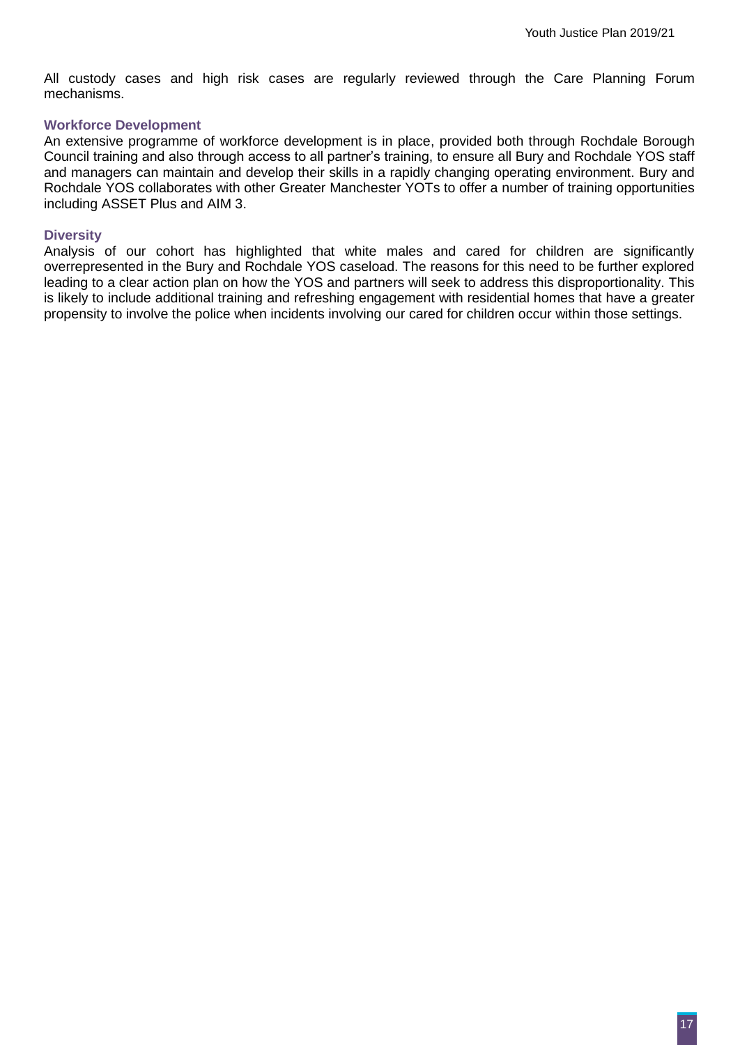All custody cases and high risk cases are regularly reviewed through the Care Planning Forum mechanisms.

### Workforce Development

An extensive programme of workforce development is in place, provided both through Rochdale Borough Council training and also through access to all partner's training, to ensure all Bury and Rochdale YOS staff and managers can maintain and develop their skills in a rapidly changing operating environment. Bury and Rochdale YOS collaborates with other Greater Manchester YOTs to offer a number of training opportunities including ASSET Plus and AIM 3.

### Diversity

Analysis of our cohort has highlighted that white males and cared for children are significantly overrepresented in the Bury and Rochdale YOS caseload. The reasons for this need to be further explored leading to a clear action plan on how the YOS and partners will seek to address this disproportionality. This is likely to include additional training and refreshing engagement with residential homes that have a greater propensity to involve the police when incidents involving our cared for children occur within those settings.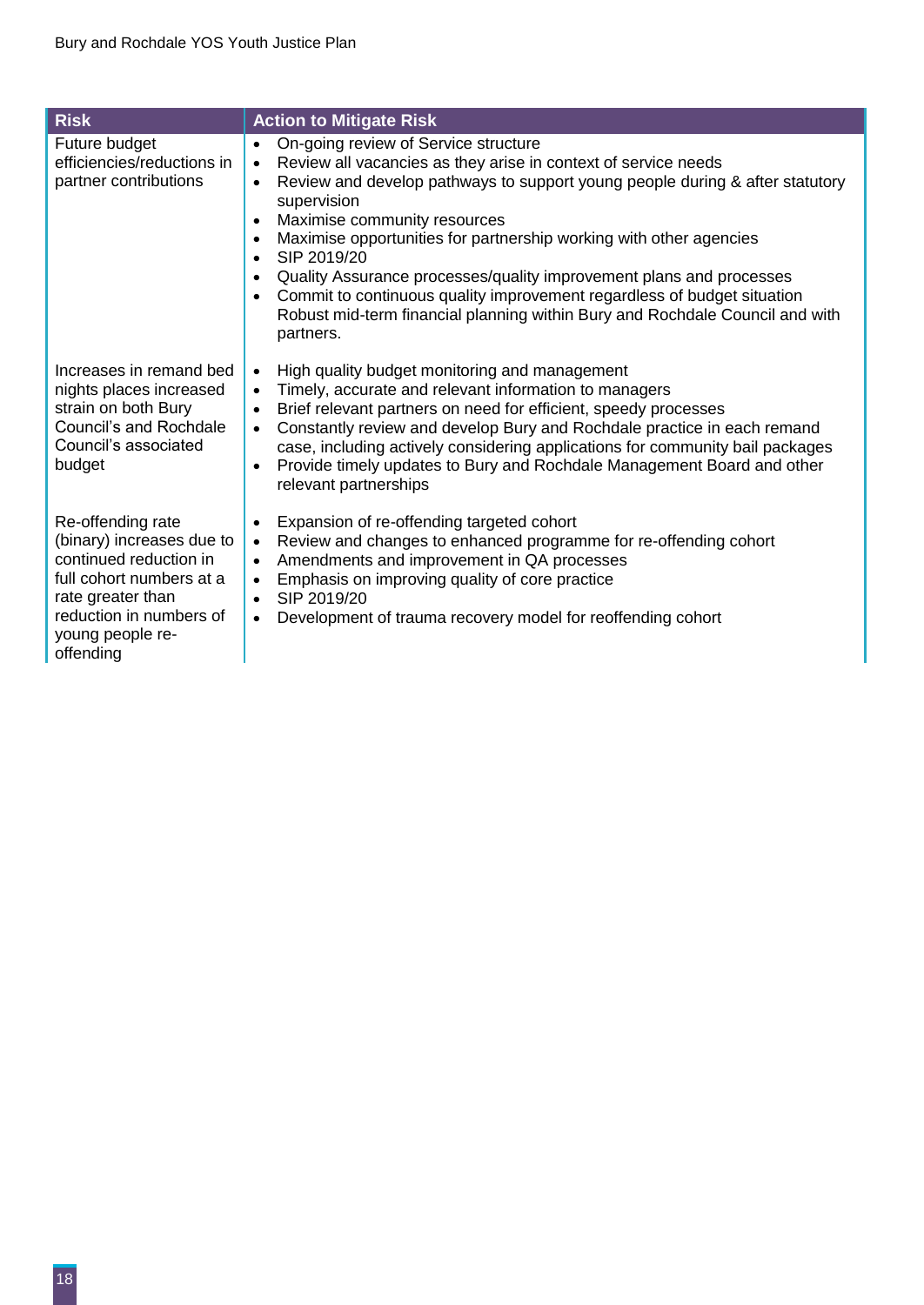| Risk | Action to Mitigate Risk |
|---|---|
| Future budget efficiencies/reductions in partner contributions | • On-going review of Service structure<br>• Review all vacancies as they arise in context of service needs<br>• Review and develop pathways to support young people during & after statutory supervision<br>• Maximise community resources<br>• Maximise opportunities for partnership working with other agencies<br>• SIP 2019/20<br>• Quality Assurance processes/quality improvement plans and processes<br>• Commit to continuous quality improvement regardless of budget situation Robust mid-term financial planning within Bury and Rochdale Council and with partners. |
| Increases in remand bed nights places increased strain on both Bury Council's and Rochdale Council's associated budget | • High quality budget monitoring and management<br>• Timely, accurate and relevant information to managers<br>• Brief relevant partners on need for efficient, speedy processes<br>• Constantly review and develop Bury and Rochdale practice in each remand case, including actively considering applications for community bail packages<br>• Provide timely updates to Bury and Rochdale Management Board and other relevant partnerships |
| Re-offending rate (binary) increases due to continued reduction in full cohort numbers at a rate greater than reduction in numbers of young people re-offending | • Expansion of re-offending targeted cohort<br>• Review and changes to enhanced programme for re-offending cohort<br>• Amendments and improvement in QA processes<br>• Emphasis on improving quality of core practice<br>• SIP 2019/20<br>• Development of trauma recovery model for reoffending cohort |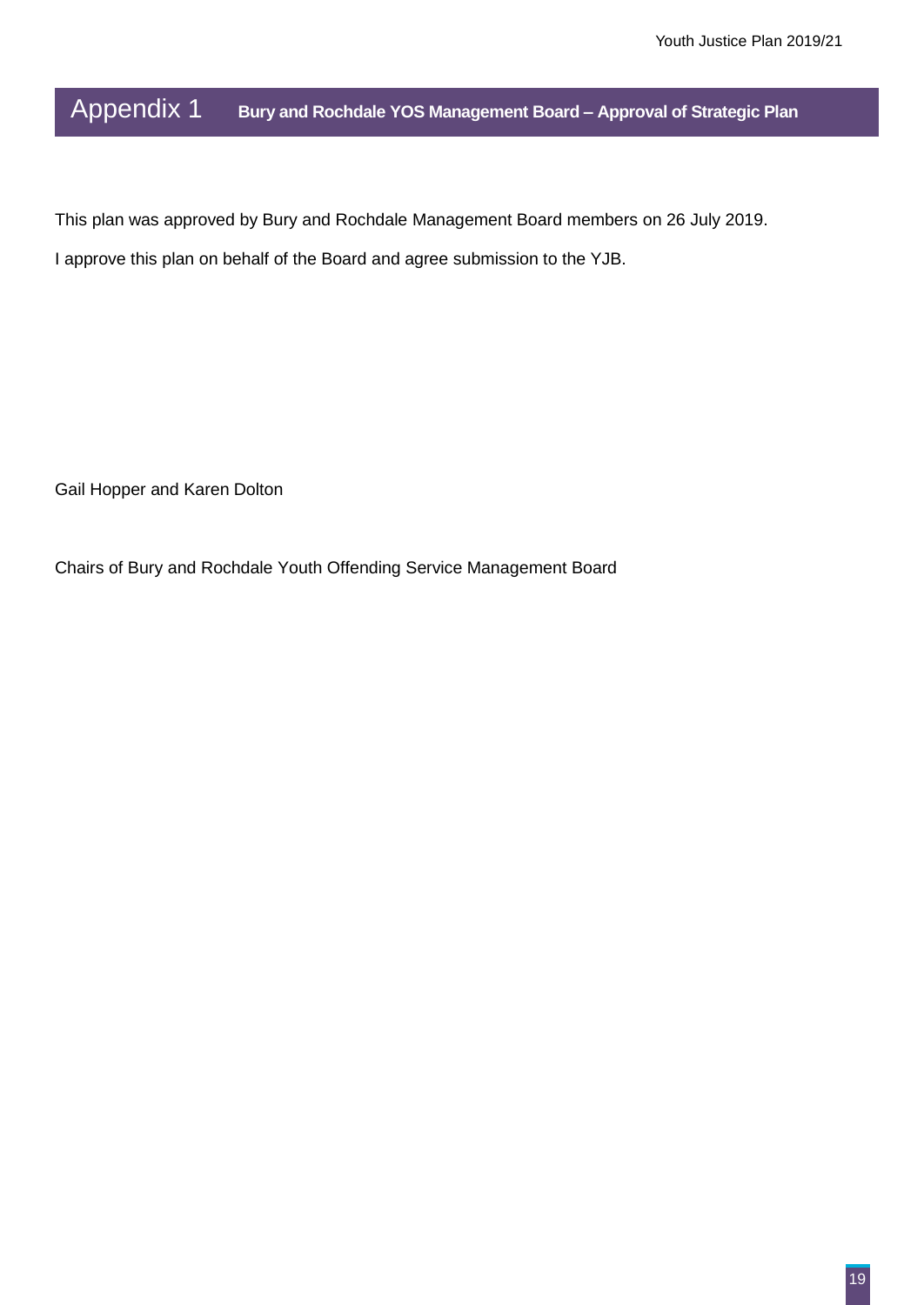# Appendix 1 Bury and Rochdale YOS Management Board – Approval of Strategic Plan

This plan was approved by Bury and Rochdale Management Board members on 26 July 2019.

I approve this plan on behalf of the Board and agree submission to the YJB.

Gail Hopper and Karen Dolton

Chairs of Bury and Rochdale Youth Offending Service Management Board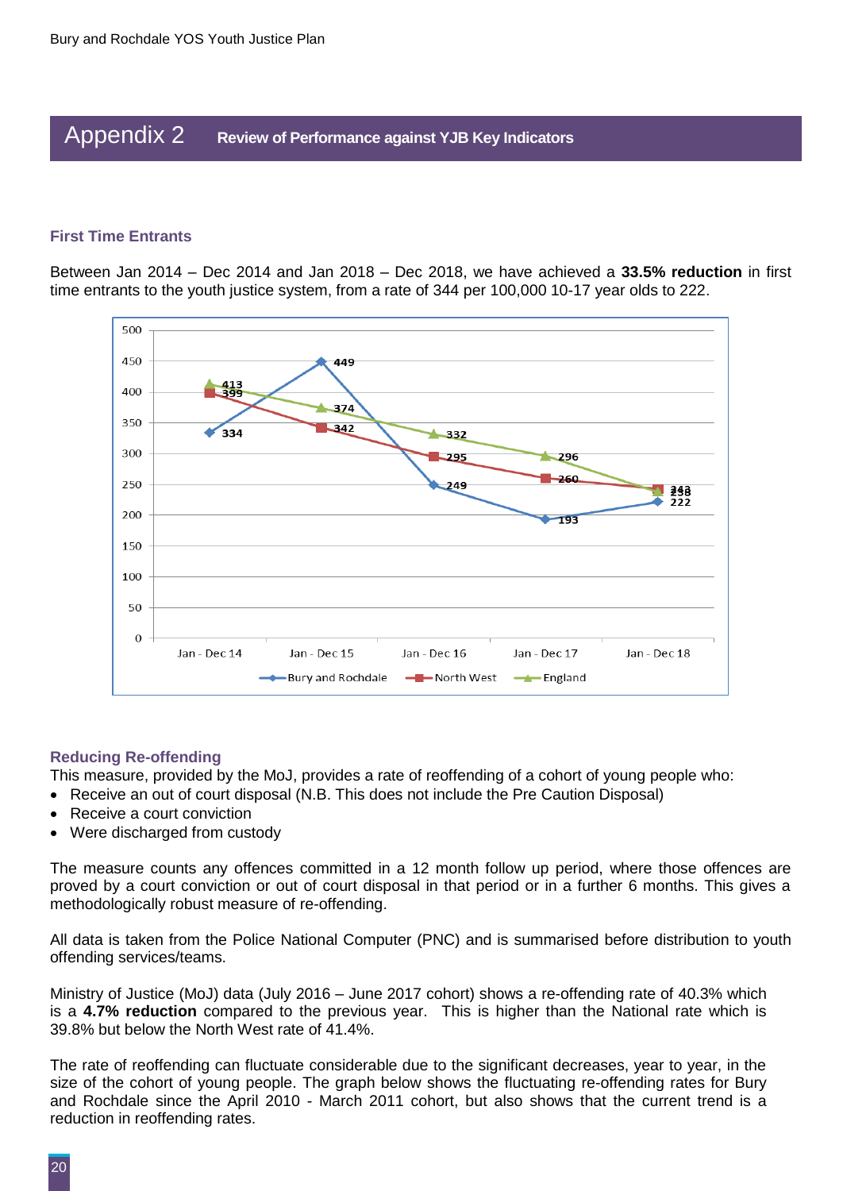# Appendix 2 Review of Performance against YJB Key Indicators

### First Time Entrants

Between Jan 2014 – Dec 2014 and Jan 2018 – Dec 2018, we have achieved a **33.5% reduction** in first time entrants to the youth justice system, from a rate of 344 per 100,000 10-17 year olds to 222.

| | Jan - Dec 14 | Jan - Dec 15 | Jan - Dec 16 | Jan - Dec 17 | Jan - Dec 18 |
|---|---|---|---|---|---|
| Bury and Rochdale | 334 | 449 | 249 | 193 | 222 |
| North West | 399 | 342 | 295 | 260 | 243 |
| England | 413 | 374 | 332 | 296 | 238 |

### Reducing Re-offending

This measure, provided by the MoJ, provides a rate of reoffending of a cohort of young people who:

- Receive an out of court disposal (N.B. This does not include the Pre Caution Disposal)
- Receive a court conviction
- Were discharged from custody

The measure counts any offences committed in a 12 month follow up period, where those offences are proved by a court conviction or out of court disposal in that period or in a further 6 months. This gives a methodologically robust measure of re-offending.

All data is taken from the Police National Computer (PNC) and is summarised before distribution to youth offending services/teams.

Ministry of Justice (MoJ) data (July 2016 – June 2017 cohort) shows a re-offending rate of 40.3% which is a **4.7% reduction** compared to the previous year. This is higher than the National rate which is 39.8% but below the North West rate of 41.4%.

The rate of reoffending can fluctuate considerable due to the significant decreases, year to year, in the size of the cohort of young people. The graph below shows the fluctuating re-offending rates for Bury and Rochdale since the April 2010 - March 2011 cohort, but also shows that the current trend is a reduction in reoffending rates.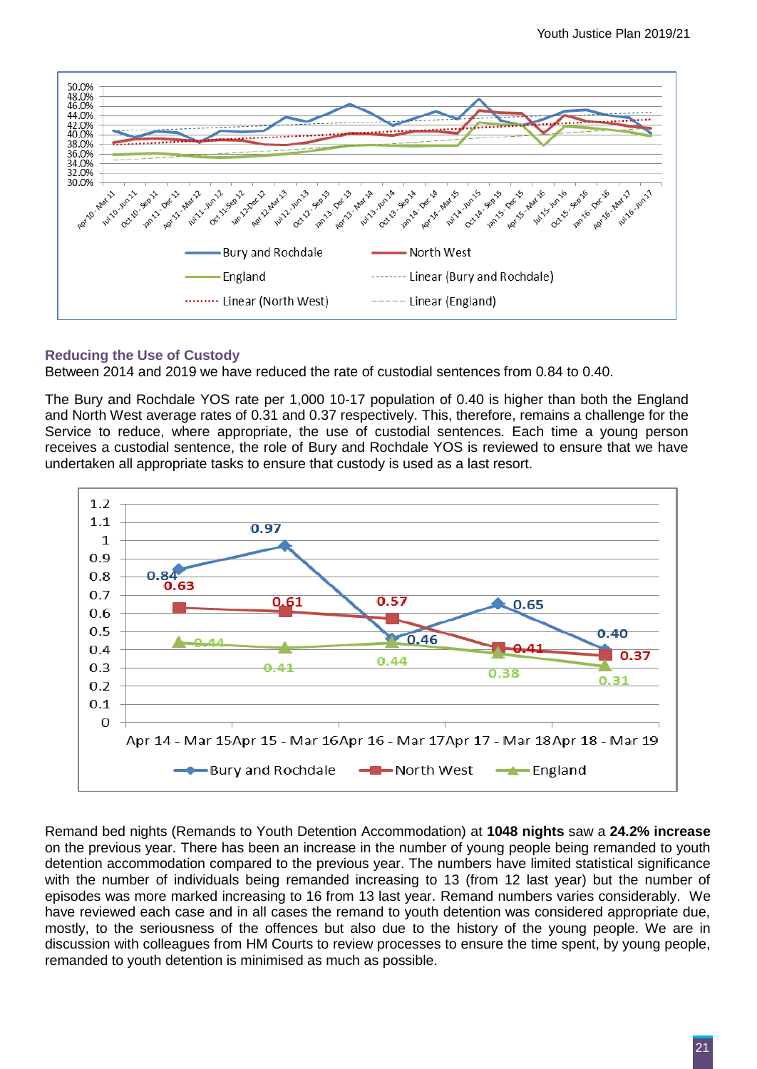## Reducing the Use of Custody

Between 2014 and 2019 we have reduced the rate of custodial sentences from 0.84 to 0.40.

The Bury and Rochdale YOS rate per 1,000 10-17 population of 0.40 is higher than both the England and North West average rates of 0.31 and 0.37 respectively. This, therefore, remains a challenge for the Service to reduce, where appropriate, the use of custodial sentences. Each time a young person receives a custodial sentence, the role of Bury and Rochdale YOS is reviewed to ensure that we have undertaken all appropriate tasks to ensure that custody is used as a last resort.

| | Apr 14 - Mar 15 | Apr 15 - Mar 16 | Apr 16 - Mar 17 | Apr 17 - Mar 18 | Apr 18 - Mar 19 |
|---|---|---|---|---|---|
| Bury and Rochdale | 0.84 | 0.97 | 0.46 | 0.65 | 0.40 |
| North West | 0.63 | 0.61 | 0.57 | 0.41 | 0.37 |
| England | 0.44 | 0.41 | 0.44 | 0.38 | 0.31 |

Remand bed nights (Remands to Youth Detention Accommodation) at **1048 nights** saw a **24.2% increase** on the previous year. There has been an increase in the number of young people being remanded to youth detention accommodation compared to the previous year. The numbers have limited statistical significance with the number of individuals being remanded increasing to 13 (from 12 last year) but the number of episodes was more marked increasing to 16 from 13 last year. Remand numbers varies considerably. We have reviewed each case and in all cases the remand to youth detention was considered appropriate due, mostly, to the seriousness of the offences but also due to the history of the young people. We are in discussion with colleagues from HM Courts to review processes to ensure the time spent, by young people, remanded to youth detention is minimised as much as possible.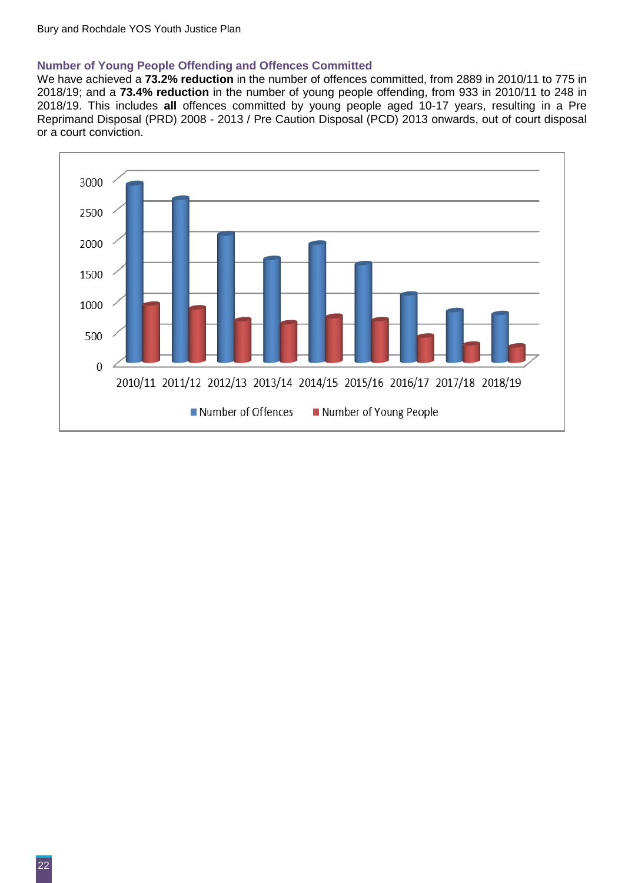### Number of Young People Offending and Offences Committed

We have achieved a **73.2% reduction** in the number of offences committed, from 2889 in 2010/11 to 775 in 2018/19; and a **73.4% reduction** in the number of young people offending, from 933 in 2010/11 to 248 in 2018/19. This includes **all** offences committed by young people aged 10-17 years, resulting in a Pre Reprimand Disposal (PRD) 2008 - 2013 / Pre Caution Disposal (PCD) 2013 onwards, out of court disposal or a court conviction.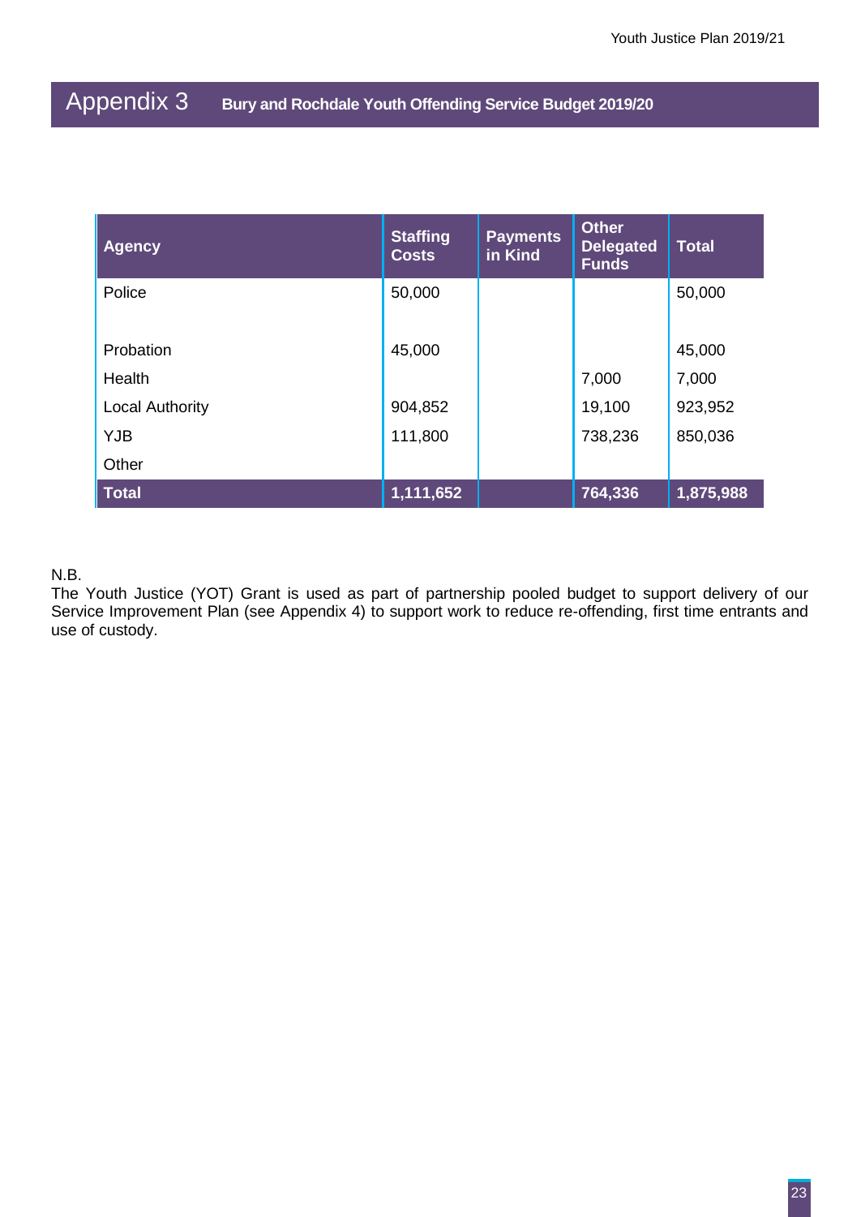# Appendix 3 Bury and Rochdale Youth Offending Service Budget 2019/20

| Agency | Staffing Costs | Payments in Kind | Other Delegated Funds | Total |
|---|---|---|---|---|
| Police | 50,000 | | | 50,000 |
| Probation | 45,000 | | | 45,000 |
| Health | | | 7,000 | 7,000 |
| Local Authority | 904,852 | | 19,100 | 923,952 |
| YJB | 111,800 | | 738,236 | 850,036 |
| Other | | | | |
| **Total** | **1,111,652** | | **764,336** | **1,875,988** |

N.B.
The Youth Justice (YOT) Grant is used as part of partnership pooled budget to support delivery of our Service Improvement Plan (see Appendix 4) to support work to reduce re-offending, first time entrants and use of custody.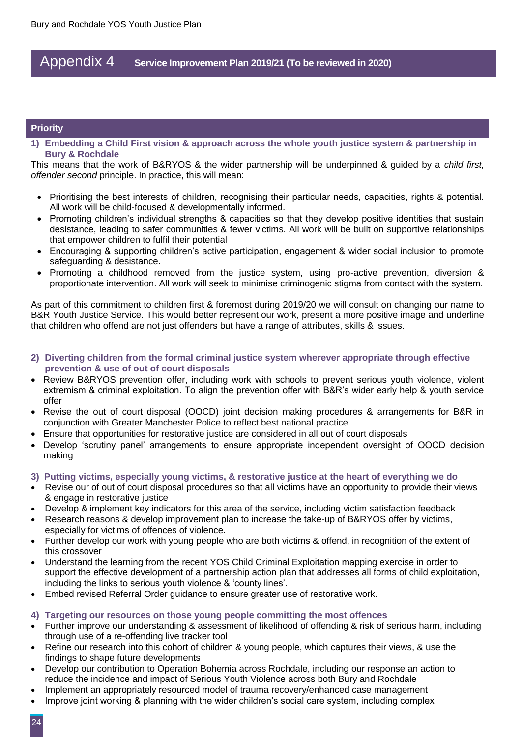# Appendix 4 Service Improvement Plan 2019/21 (To be reviewed in 2020)

## Priority

### 1) Embedding a Child First vision & approach across the whole youth justice system & partnership in Bury & Rochdale

This means that the work of B&RYOS & the wider partnership will be underpinned & guided by a *child first, offender second* principle. In practice, this will mean:

- Prioritising the best interests of children, recognising their particular needs, capacities, rights & potential. All work will be child-focused & developmentally informed.
- Promoting children's individual strengths & capacities so that they develop positive identities that sustain desistance, leading to safer communities & fewer victims. All work will be built on supportive relationships that empower children to fulfil their potential
- Encouraging & supporting children's active participation, engagement & wider social inclusion to promote safeguarding & desistance.
- Promoting a childhood removed from the justice system, using pro-active prevention, diversion & proportionate intervention. All work will seek to minimise criminogenic stigma from contact with the system.

As part of this commitment to children first & foremost during 2019/20 we will consult on changing our name to B&R Youth Justice Service. This would better represent our work, present a more positive image and underline that children who offend are not just offenders but have a range of attributes, skills & issues.

### 2) Diverting children from the formal criminal justice system wherever appropriate through effective prevention & use of out of court disposals

- Review B&RYOS prevention offer, including work with schools to prevent serious youth violence, violent extremism & criminal exploitation. To align the prevention offer with B&R's wider early help & youth service offer
- Revise the out of court disposal (OOCD) joint decision making procedures & arrangements for B&R in conjunction with Greater Manchester Police to reflect best national practice
- Ensure that opportunities for restorative justice are considered in all out of court disposals
- Develop 'scrutiny panel' arrangements to ensure appropriate independent oversight of OOCD decision making

### 3) Putting victims, especially young victims, & restorative justice at the heart of everything we do

- Revise our of out of court disposal procedures so that all victims have an opportunity to provide their views & engage in restorative justice
- Develop & implement key indicators for this area of the service, including victim satisfaction feedback
- Research reasons & develop improvement plan to increase the take-up of B&RYOS offer by victims, especially for victims of offences of violence.
- Further develop our work with young people who are both victims & offend, in recognition of the extent of this crossover
- Understand the learning from the recent YOS Child Criminal Exploitation mapping exercise in order to support the effective development of a partnership action plan that addresses all forms of child exploitation, including the links to serious youth violence & 'county lines'.
- Embed revised Referral Order guidance to ensure greater use of restorative work.

### 4) Targeting our resources on those young people committing the most offences

- Further improve our understanding & assessment of likelihood of offending & risk of serious harm, including through use of a re-offending live tracker tool
- Refine our research into this cohort of children & young people, which captures their views, & use the findings to shape future developments
- Develop our contribution to Operation Bohemia across Rochdale, including our response an action to reduce the incidence and impact of Serious Youth Violence across both Bury and Rochdale
- Implement an appropriately resourced model of trauma recovery/enhanced case management
- Improve joint working & planning with the wider children's social care system, including complex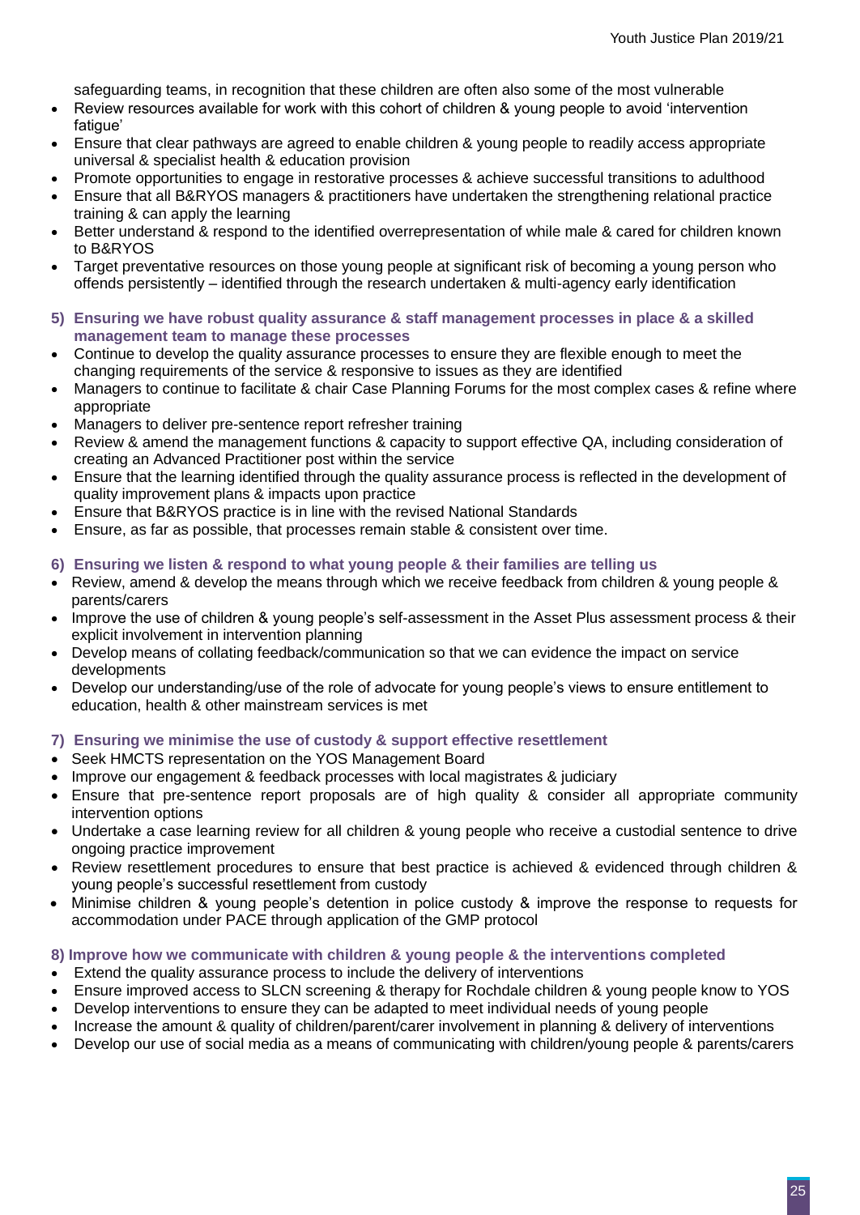safeguarding teams, in recognition that these children are often also some of the most vulnerable

- Review resources available for work with this cohort of children & young people to avoid 'intervention fatigue'
- Ensure that clear pathways are agreed to enable children & young people to readily access appropriate universal & specialist health & education provision
- Promote opportunities to engage in restorative processes & achieve successful transitions to adulthood
- Ensure that all B&RYOS managers & practitioners have undertaken the strengthening relational practice training & can apply the learning
- Better understand & respond to the identified overrepresentation of while male & cared for children known to B&RYOS
- Target preventative resources on those young people at significant risk of becoming a young person who offends persistently – identified through the research undertaken & multi-agency early identification

**5) Ensuring we have robust quality assurance & staff management processes in place & a skilled management team to manage these processes**

- Continue to develop the quality assurance processes to ensure they are flexible enough to meet the changing requirements of the service & responsive to issues as they are identified
- Managers to continue to facilitate & chair Case Planning Forums for the most complex cases & refine where appropriate
- Managers to deliver pre-sentence report refresher training
- Review & amend the management functions & capacity to support effective QA, including consideration of creating an Advanced Practitioner post within the service
- Ensure that the learning identified through the quality assurance process is reflected in the development of quality improvement plans & impacts upon practice
- Ensure that B&RYOS practice is in line with the revised National Standards
- Ensure, as far as possible, that processes remain stable & consistent over time.

**6) Ensuring we listen & respond to what young people & their families are telling us**

- Review, amend & develop the means through which we receive feedback from children & young people & parents/carers
- Improve the use of children & young people's self-assessment in the Asset Plus assessment process & their explicit involvement in intervention planning
- Develop means of collating feedback/communication so that we can evidence the impact on service developments
- Develop our understanding/use of the role of advocate for young people's views to ensure entitlement to education, health & other mainstream services is met

**7) Ensuring we minimise the use of custody & support effective resettlement**

- Seek HMCTS representation on the YOS Management Board
- Improve our engagement & feedback processes with local magistrates & judiciary
- Ensure that pre-sentence report proposals are of high quality & consider all appropriate community intervention options
- Undertake a case learning review for all children & young people who receive a custodial sentence to drive ongoing practice improvement
- Review resettlement procedures to ensure that best practice is achieved & evidenced through children & young people's successful resettlement from custody
- Minimise children & young people's detention in police custody & improve the response to requests for accommodation under PACE through application of the GMP protocol

**8) Improve how we communicate with children & young people & the interventions completed**

- Extend the quality assurance process to include the delivery of interventions
- Ensure improved access to SLCN screening & therapy for Rochdale children & young people know to YOS
- Develop interventions to ensure they can be adapted to meet individual needs of young people
- Increase the amount & quality of children/parent/carer involvement in planning & delivery of interventions
- Develop our use of social media as a means of communicating with children/young people & parents/carers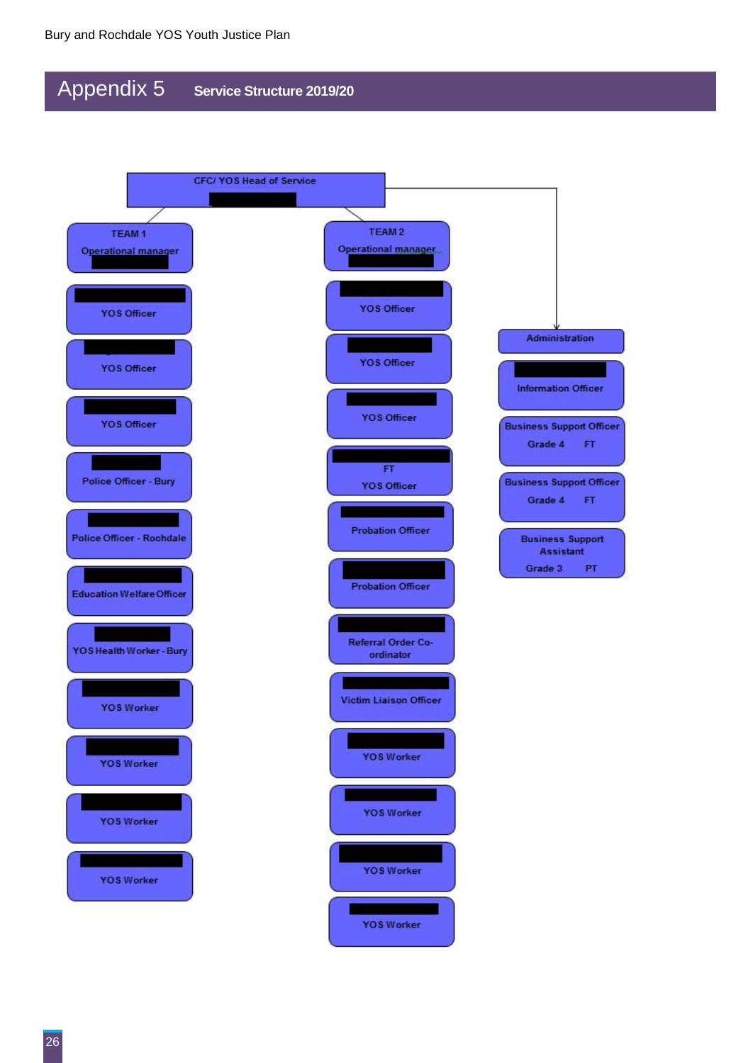# Appendix 5 Service Structure 2019/20

**CFC/ YOS Head of Service**

**TEAM 1 – Operational manager**

- YOS Officer
- YOS Officer
- YOS Officer
- Police Officer - Bury
- Police Officer - Rochdale
- Education Welfare Officer
- YOS Health Worker - Bury
- YOS Worker
- YOS Worker
- YOS Worker
- YOS Worker

**TEAM 2 – Operational manager**

- YOS Officer
- YOS Officer
- YOS Officer
- FT YOS Officer
- Probation Officer
- Probation Officer
- Referral Order Co-ordinator
- Victim Liaison Officer
- YOS Worker
- YOS Worker
- YOS Worker
- YOS Worker

**Administration**

- Information Officer
- Business Support Officer Grade 4 FT
- Business Support Officer Grade 4 FT
- Business Support Assistant Grade 3 PT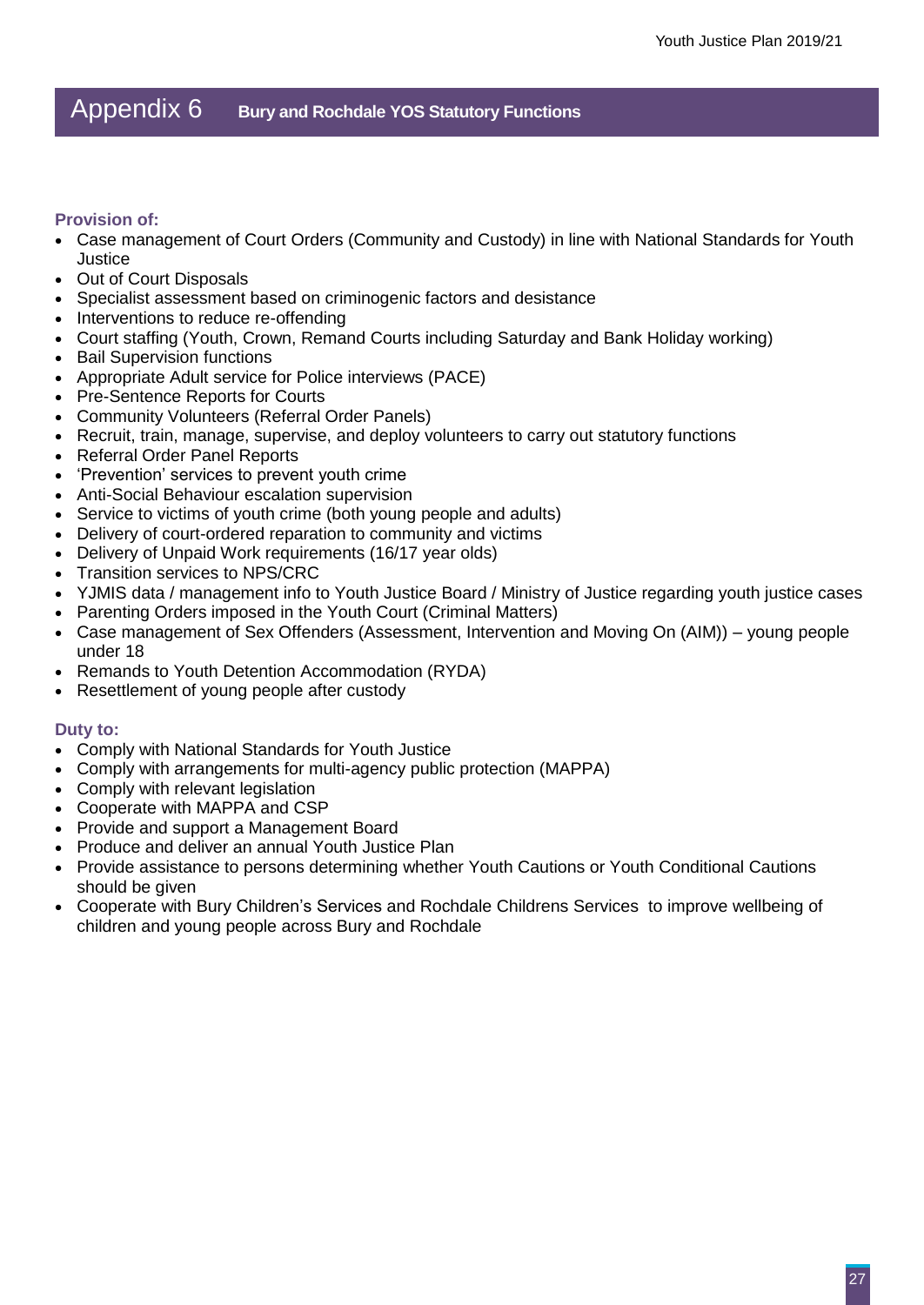# Appendix 6 Bury and Rochdale YOS Statutory Functions

**Provision of:**

- Case management of Court Orders (Community and Custody) in line with National Standards for Youth Justice
- Out of Court Disposals
- Specialist assessment based on criminogenic factors and desistance
- Interventions to reduce re-offending
- Court staffing (Youth, Crown, Remand Courts including Saturday and Bank Holiday working)
- Bail Supervision functions
- Appropriate Adult service for Police interviews (PACE)
- Pre-Sentence Reports for Courts
- Community Volunteers (Referral Order Panels)
- Recruit, train, manage, supervise, and deploy volunteers to carry out statutory functions
- Referral Order Panel Reports
- 'Prevention' services to prevent youth crime
- Anti-Social Behaviour escalation supervision
- Service to victims of youth crime (both young people and adults)
- Delivery of court-ordered reparation to community and victims
- Delivery of Unpaid Work requirements (16/17 year olds)
- Transition services to NPS/CRC
- YJMIS data / management info to Youth Justice Board / Ministry of Justice regarding youth justice cases
- Parenting Orders imposed in the Youth Court (Criminal Matters)
- Case management of Sex Offenders (Assessment, Intervention and Moving On (AIM)) – young people under 18
- Remands to Youth Detention Accommodation (RYDA)
- Resettlement of young people after custody

**Duty to:**

- Comply with National Standards for Youth Justice
- Comply with arrangements for multi-agency public protection (MAPPA)
- Comply with relevant legislation
- Cooperate with MAPPA and CSP
- Provide and support a Management Board
- Produce and deliver an annual Youth Justice Plan
- Provide assistance to persons determining whether Youth Cautions or Youth Conditional Cautions should be given
- Cooperate with Bury Children's Services and Rochdale Childrens Services to improve wellbeing of children and young people across Bury and Rochdale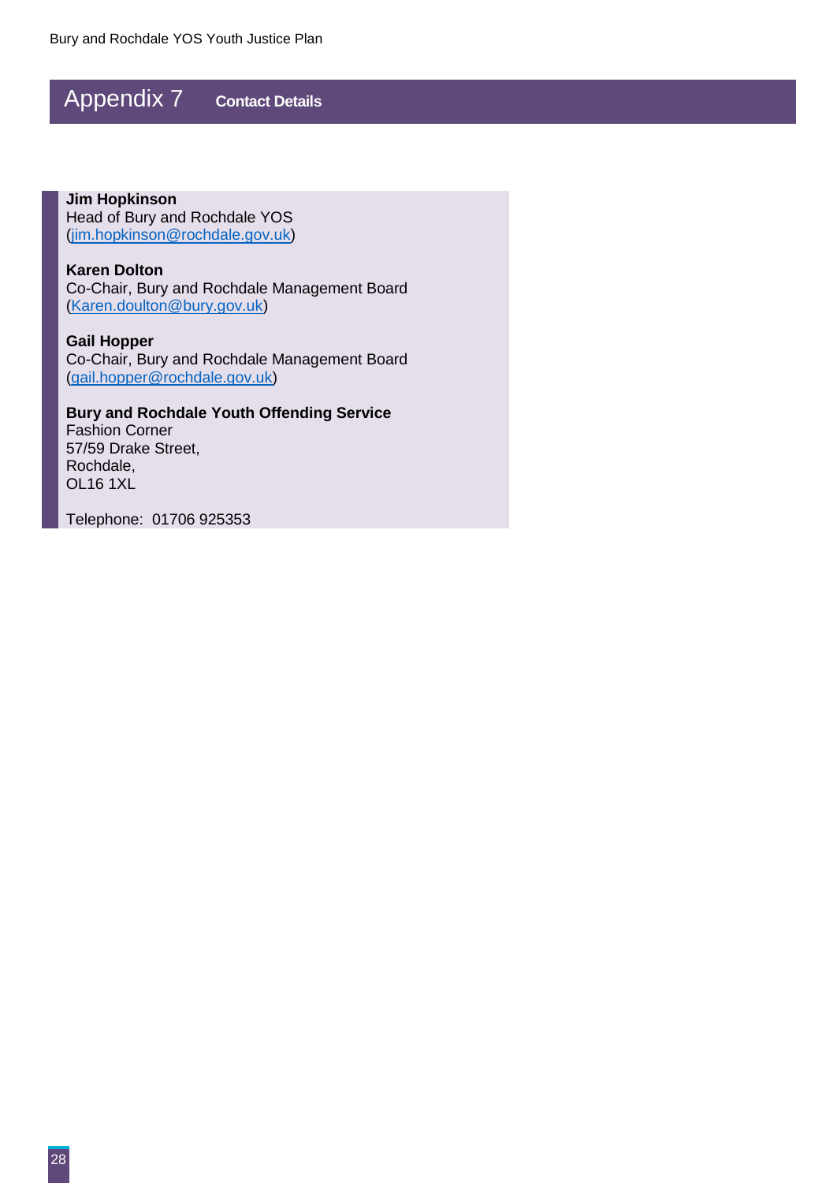# Appendix 7 Contact Details

**Jim Hopkinson**
Head of Bury and Rochdale YOS
(jim.hopkinson@rochdale.gov.uk)

**Karen Dolton**
Co-Chair, Bury and Rochdale Management Board
(Karen.doulton@bury.gov.uk)

**Gail Hopper**
Co-Chair, Bury and Rochdale Management Board
(gail.hopper@rochdale.gov.uk)

**Bury and Rochdale Youth Offending Service**
Fashion Corner
57/59 Drake Street,
Rochdale,
OL16 1XL

Telephone: 01706 925353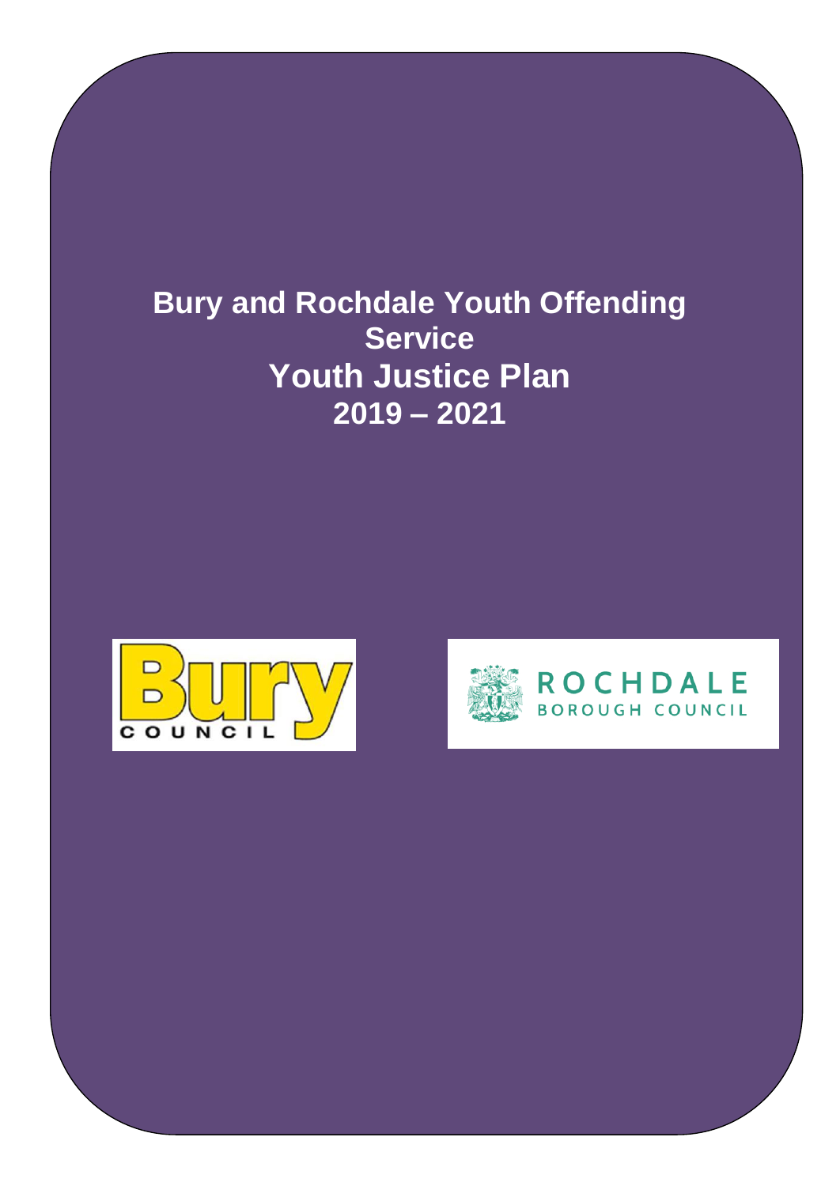# Bury and Rochdale Youth Offending Service
# Youth Justice Plan
# 2019 – 2021

BURY COUNCIL

ROCHDALE BOROUGH COUNCIL